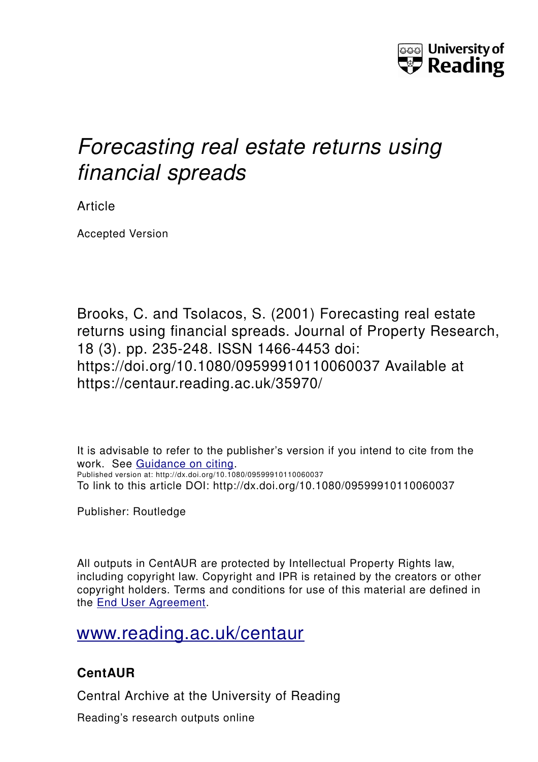University of Reading

# *Forecasting real estate returns using financial spreads*

Article

Accepted Version

Brooks, C. and Tsolacos, S. (2001) Forecasting real estate returns using financial spreads. Journal of Property Research, 18 (3). pp. 235-248. ISSN 1466-4453 doi: https://doi.org/10.1080/09599910110060037 Available at https://centaur.reading.ac.uk/35970/

It is advisable to refer to the publisher's version if you intend to cite from the work. See Guidance on citing.
Published version at: http://dx.doi.org/10.1080/09599910110060037
To link to this article DOI: http://dx.doi.org/10.1080/09599910110060037

Publisher: Routledge

All outputs in CentAUR are protected by Intellectual Property Rights law, including copyright law. Copyright and IPR is retained by the creators or other copyright holders. Terms and conditions for use of this material are defined in the End User Agreement.

www.reading.ac.uk/centaur

## CentAUR

Central Archive at the University of Reading

Reading's research outputs online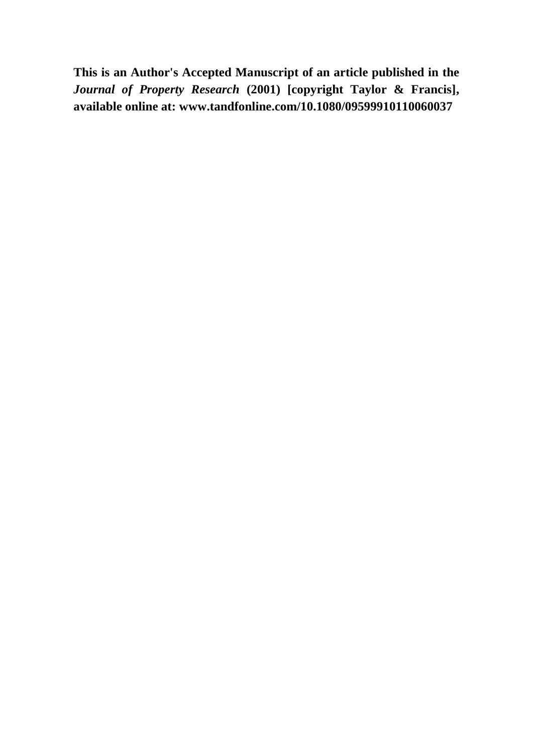**This is an Author's Accepted Manuscript of an article published in the *Journal of Property Research* (2001) [copyright Taylor & Francis], available online at: www.tandfonline.com/10.1080/09599910110060037**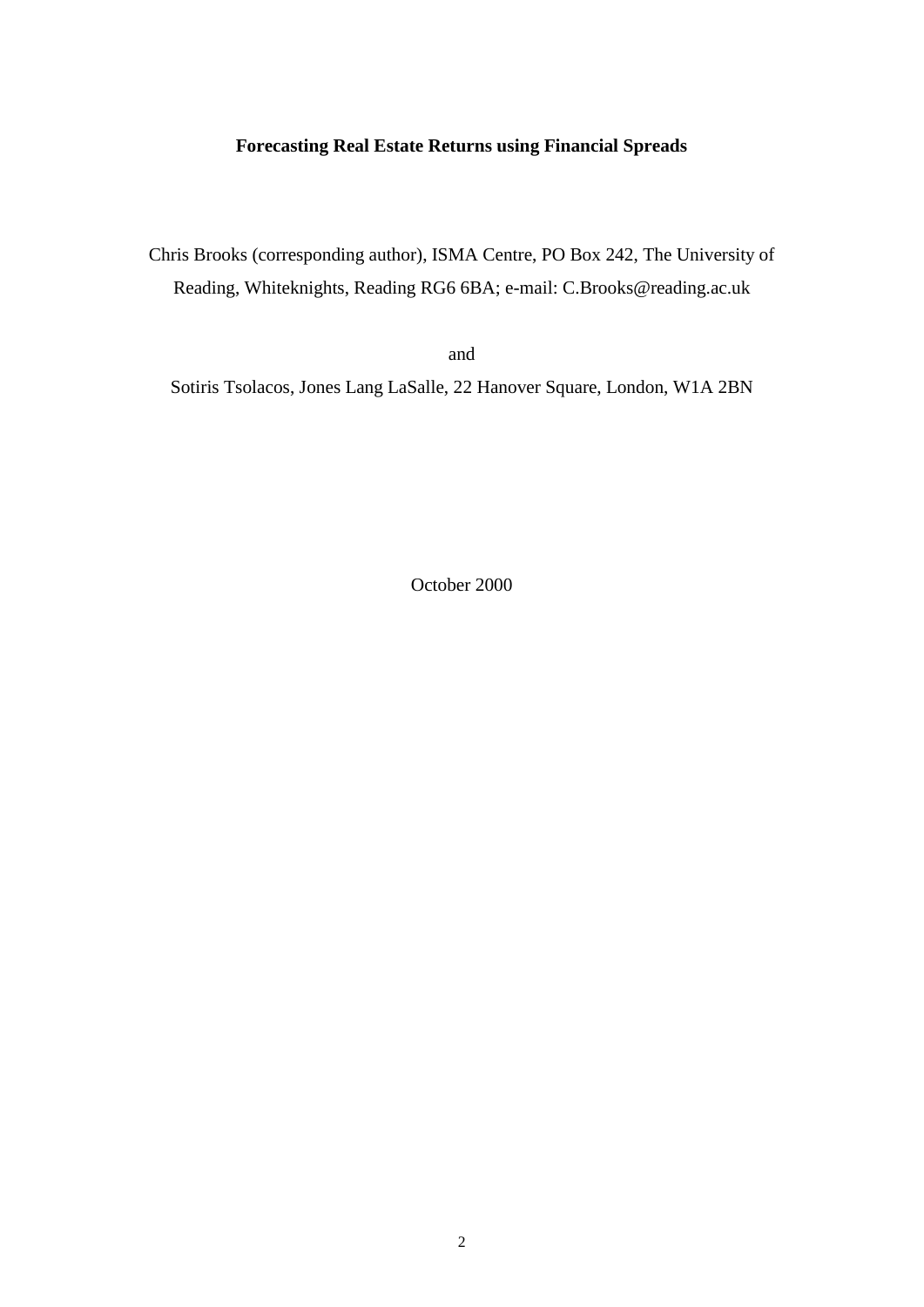**Forecasting Real Estate Returns using Financial Spreads**

Chris Brooks (corresponding author), ISMA Centre, PO Box 242, The University of Reading, Whiteknights, Reading RG6 6BA; e-mail: C.Brooks@reading.ac.uk

and

Sotiris Tsolacos, Jones Lang LaSalle, 22 Hanover Square, London, W1A 2BN

October 2000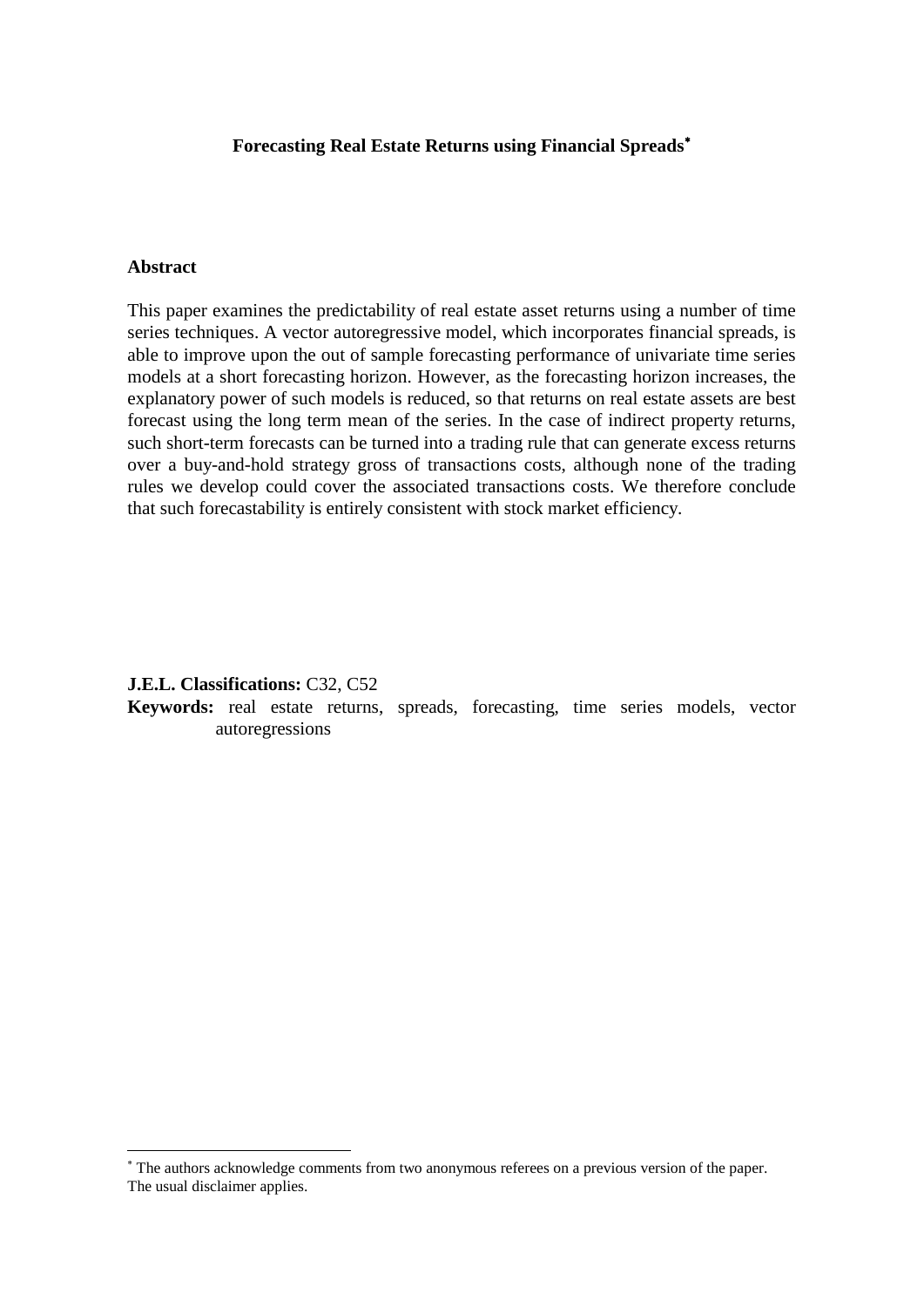**Forecasting Real Estate Returns using Financial Spreads***

**Abstract**

This paper examines the predictability of real estate asset returns using a number of time series techniques. A vector autoregressive model, which incorporates financial spreads, is able to improve upon the out of sample forecasting performance of univariate time series models at a short forecasting horizon. However, as the forecasting horizon increases, the explanatory power of such models is reduced, so that returns on real estate assets are best forecast using the long term mean of the series. In the case of indirect property returns, such short-term forecasts can be turned into a trading rule that can generate excess returns over a buy-and-hold strategy gross of transactions costs, although none of the trading rules we develop could cover the associated transactions costs. We therefore conclude that such forecastability is entirely consistent with stock market efficiency.

**J.E.L. Classifications:** C32, C52

**Keywords:** real estate returns, spreads, forecasting, time series models, vector autoregressions

* The authors acknowledge comments from two anonymous referees on a previous version of the paper. The usual disclaimer applies.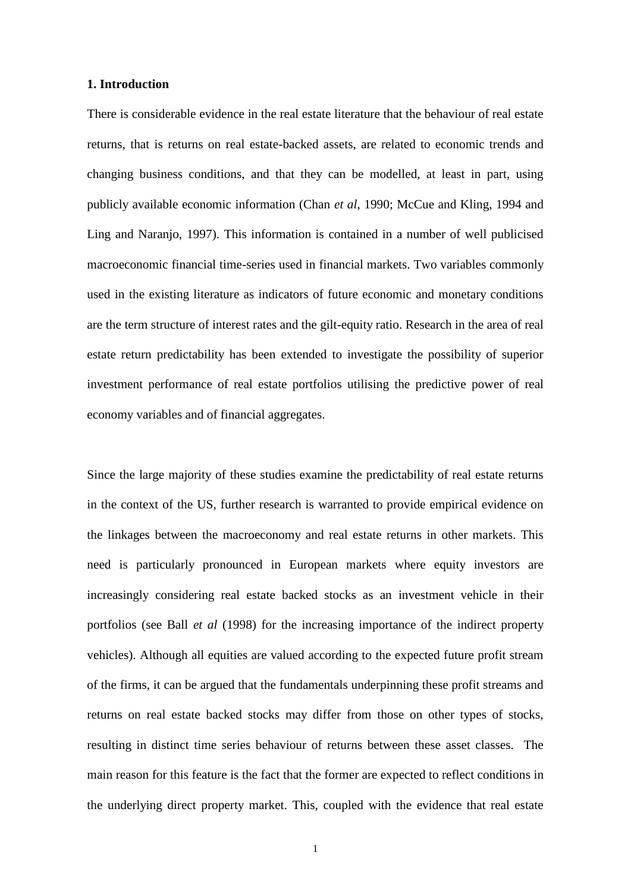## 1. Introduction

There is considerable evidence in the real estate literature that the behaviour of real estate returns, that is returns on real estate-backed assets, are related to economic trends and changing business conditions, and that they can be modelled, at least in part, using publicly available economic information (Chan *et al*, 1990; McCue and Kling, 1994 and Ling and Naranjo, 1997). This information is contained in a number of well publicised macroeconomic financial time-series used in financial markets. Two variables commonly used in the existing literature as indicators of future economic and monetary conditions are the term structure of interest rates and the gilt-equity ratio. Research in the area of real estate return predictability has been extended to investigate the possibility of superior investment performance of real estate portfolios utilising the predictive power of real economy variables and of financial aggregates.

Since the large majority of these studies examine the predictability of real estate returns in the context of the US, further research is warranted to provide empirical evidence on the linkages between the macroeconomy and real estate returns in other markets. This need is particularly pronounced in European markets where equity investors are increasingly considering real estate backed stocks as an investment vehicle in their portfolios (see Ball *et al* (1998) for the increasing importance of the indirect property vehicles). Although all equities are valued according to the expected future profit stream of the firms, it can be argued that the fundamentals underpinning these profit streams and returns on real estate backed stocks may differ from those on other types of stocks, resulting in distinct time series behaviour of returns between these asset classes. The main reason for this feature is the fact that the former are expected to reflect conditions in the underlying direct property market. This, coupled with the evidence that real estate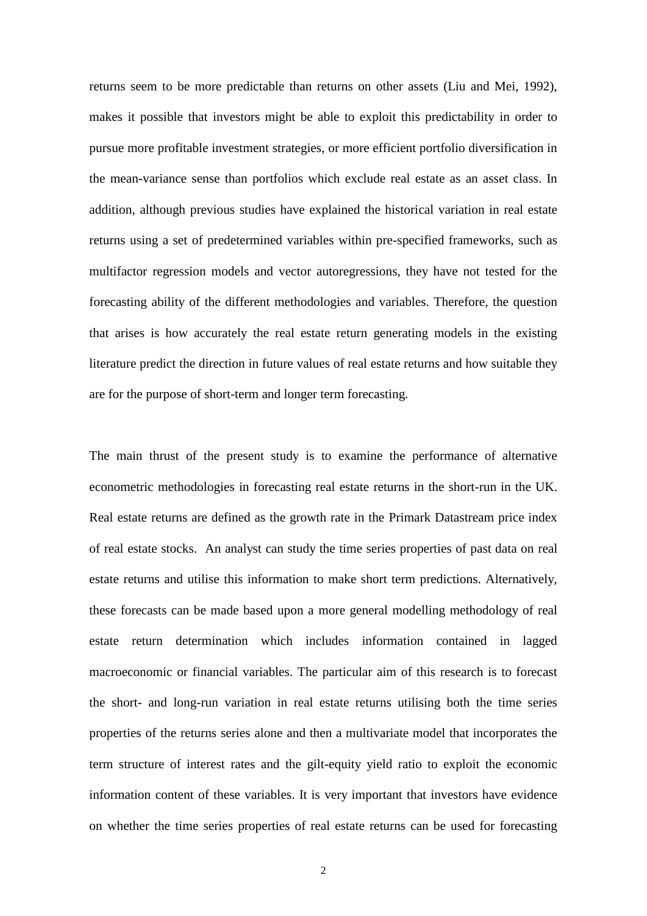returns seem to be more predictable than returns on other assets (Liu and Mei, 1992), makes it possible that investors might be able to exploit this predictability in order to pursue more profitable investment strategies, or more efficient portfolio diversification in the mean-variance sense than portfolios which exclude real estate as an asset class. In addition, although previous studies have explained the historical variation in real estate returns using a set of predetermined variables within pre-specified frameworks, such as multifactor regression models and vector autoregressions, they have not tested for the forecasting ability of the different methodologies and variables. Therefore, the question that arises is how accurately the real estate return generating models in the existing literature predict the direction in future values of real estate returns and how suitable they are for the purpose of short-term and longer term forecasting.

The main thrust of the present study is to examine the performance of alternative econometric methodologies in forecasting real estate returns in the short-run in the UK. Real estate returns are defined as the growth rate in the Primark Datastream price index of real estate stocks. An analyst can study the time series properties of past data on real estate returns and utilise this information to make short term predictions. Alternatively, these forecasts can be made based upon a more general modelling methodology of real estate return determination which includes information contained in lagged macroeconomic or financial variables. The particular aim of this research is to forecast the short- and long-run variation in real estate returns utilising both the time series properties of the returns series alone and then a multivariate model that incorporates the term structure of interest rates and the gilt-equity yield ratio to exploit the economic information content of these variables. It is very important that investors have evidence on whether the time series properties of real estate returns can be used for forecasting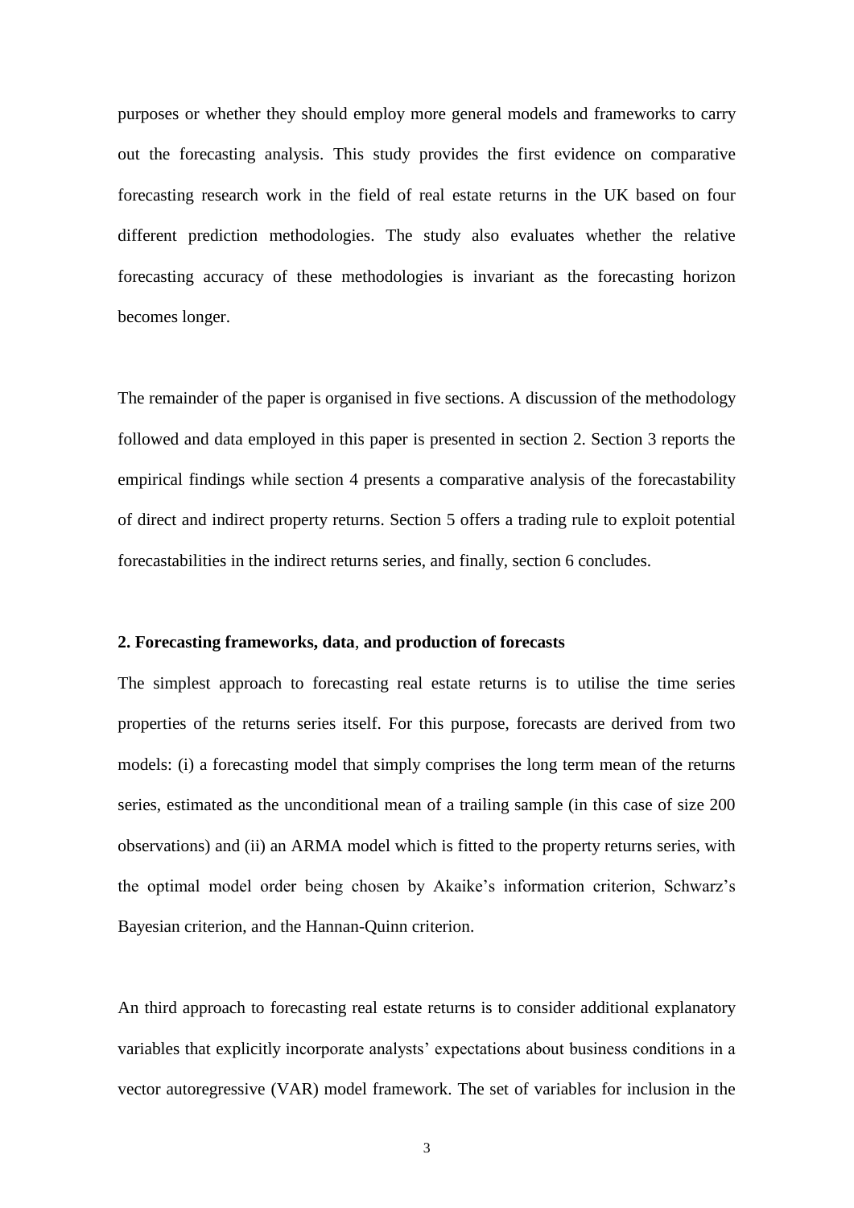purposes or whether they should employ more general models and frameworks to carry out the forecasting analysis. This study provides the first evidence on comparative forecasting research work in the field of real estate returns in the UK based on four different prediction methodologies. The study also evaluates whether the relative forecasting accuracy of these methodologies is invariant as the forecasting horizon becomes longer.

The remainder of the paper is organised in five sections. A discussion of the methodology followed and data employed in this paper is presented in section 2. Section 3 reports the empirical findings while section 4 presents a comparative analysis of the forecastability of direct and indirect property returns. Section 5 offers a trading rule to exploit potential forecastabilities in the indirect returns series, and finally, section 6 concludes.

## 2. Forecasting frameworks, data, and production of forecasts

The simplest approach to forecasting real estate returns is to utilise the time series properties of the returns series itself. For this purpose, forecasts are derived from two models: (i) a forecasting model that simply comprises the long term mean of the returns series, estimated as the unconditional mean of a trailing sample (in this case of size 200 observations) and (ii) an ARMA model which is fitted to the property returns series, with the optimal model order being chosen by Akaike's information criterion, Schwarz's Bayesian criterion, and the Hannan-Quinn criterion.

An third approach to forecasting real estate returns is to consider additional explanatory variables that explicitly incorporate analysts' expectations about business conditions in a vector autoregressive (VAR) model framework. The set of variables for inclusion in the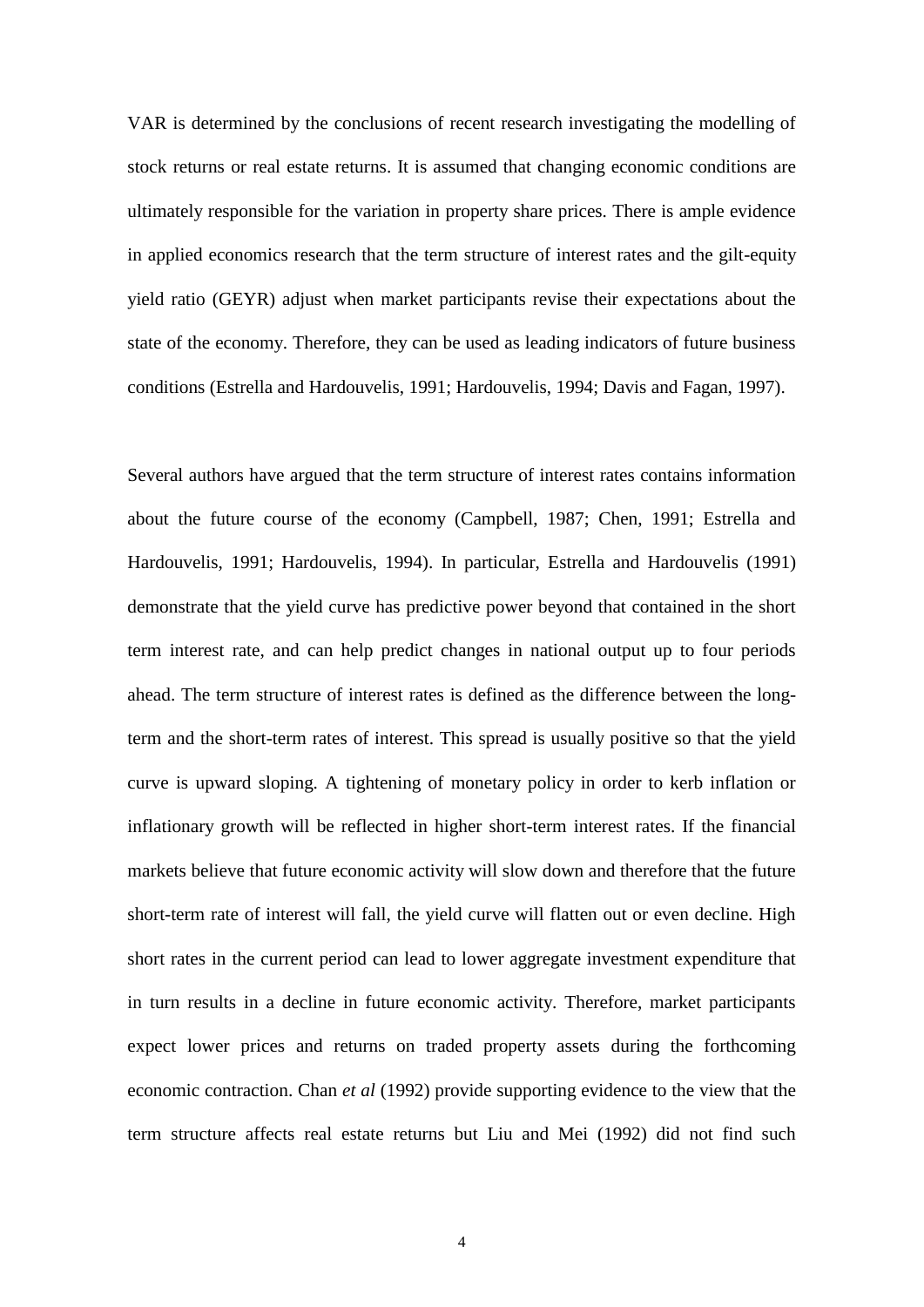VAR is determined by the conclusions of recent research investigating the modelling of stock returns or real estate returns. It is assumed that changing economic conditions are ultimately responsible for the variation in property share prices. There is ample evidence in applied economics research that the term structure of interest rates and the gilt-equity yield ratio (GEYR) adjust when market participants revise their expectations about the state of the economy. Therefore, they can be used as leading indicators of future business conditions (Estrella and Hardouvelis, 1991; Hardouvelis, 1994; Davis and Fagan, 1997).

Several authors have argued that the term structure of interest rates contains information about the future course of the economy (Campbell, 1987; Chen, 1991; Estrella and Hardouvelis, 1991; Hardouvelis, 1994). In particular, Estrella and Hardouvelis (1991) demonstrate that the yield curve has predictive power beyond that contained in the short term interest rate, and can help predict changes in national output up to four periods ahead. The term structure of interest rates is defined as the difference between the long-term and the short-term rates of interest. This spread is usually positive so that the yield curve is upward sloping. A tightening of monetary policy in order to kerb inflation or inflationary growth will be reflected in higher short-term interest rates. If the financial markets believe that future economic activity will slow down and therefore that the future short-term rate of interest will fall, the yield curve will flatten out or even decline. High short rates in the current period can lead to lower aggregate investment expenditure that in turn results in a decline in future economic activity. Therefore, market participants expect lower prices and returns on traded property assets during the forthcoming economic contraction. Chan *et al* (1992) provide supporting evidence to the view that the term structure affects real estate returns but Liu and Mei (1992) did not find such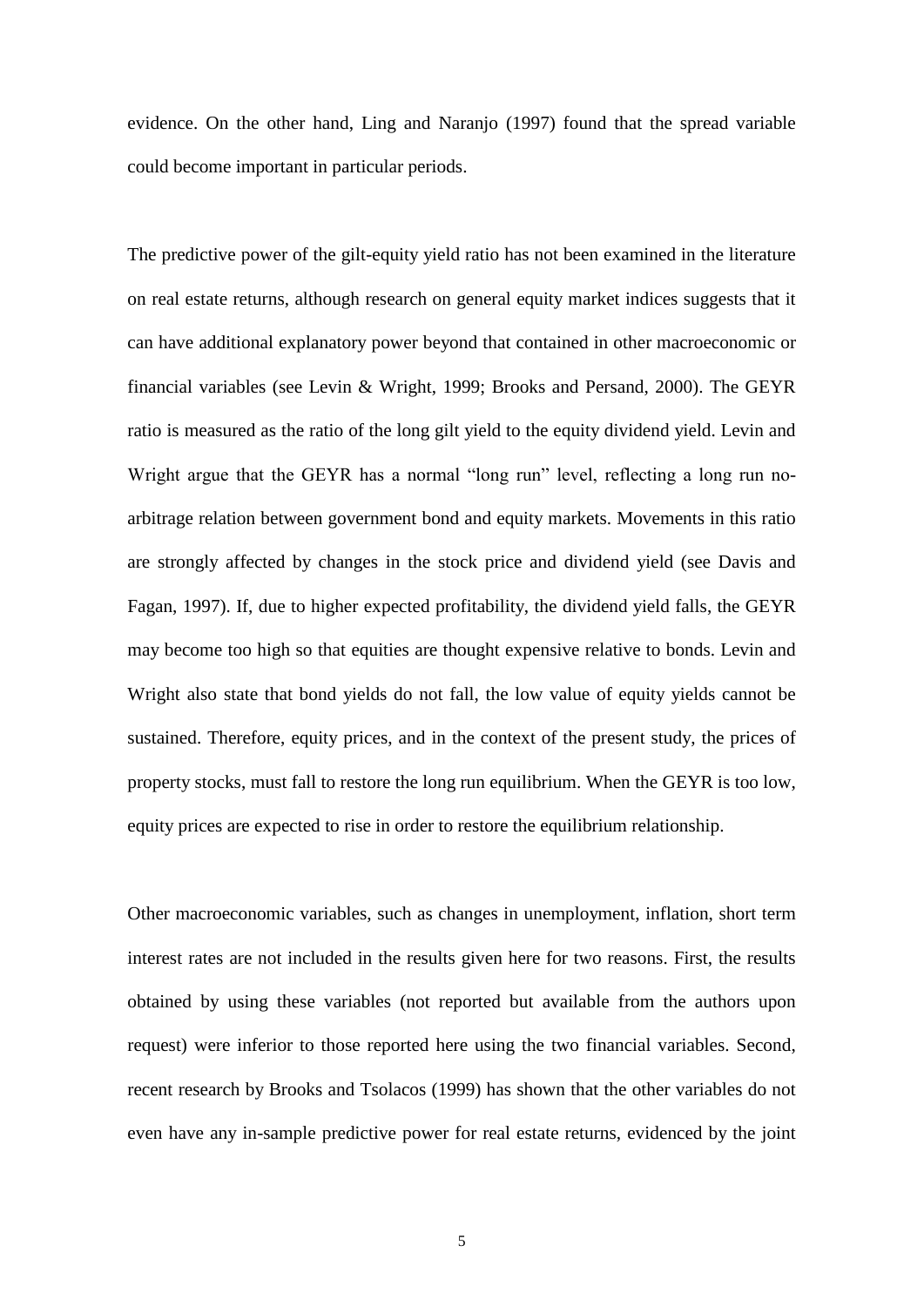evidence. On the other hand, Ling and Naranjo (1997) found that the spread variable could become important in particular periods.

The predictive power of the gilt-equity yield ratio has not been examined in the literature on real estate returns, although research on general equity market indices suggests that it can have additional explanatory power beyond that contained in other macroeconomic or financial variables (see Levin & Wright, 1999; Brooks and Persand, 2000). The GEYR ratio is measured as the ratio of the long gilt yield to the equity dividend yield. Levin and Wright argue that the GEYR has a normal "long run" level, reflecting a long run no-arbitrage relation between government bond and equity markets. Movements in this ratio are strongly affected by changes in the stock price and dividend yield (see Davis and Fagan, 1997). If, due to higher expected profitability, the dividend yield falls, the GEYR may become too high so that equities are thought expensive relative to bonds. Levin and Wright also state that bond yields do not fall, the low value of equity yields cannot be sustained. Therefore, equity prices, and in the context of the present study, the prices of property stocks, must fall to restore the long run equilibrium. When the GEYR is too low, equity prices are expected to rise in order to restore the equilibrium relationship.

Other macroeconomic variables, such as changes in unemployment, inflation, short term interest rates are not included in the results given here for two reasons. First, the results obtained by using these variables (not reported but available from the authors upon request) were inferior to those reported here using the two financial variables. Second, recent research by Brooks and Tsolacos (1999) has shown that the other variables do not even have any in-sample predictive power for real estate returns, evidenced by the joint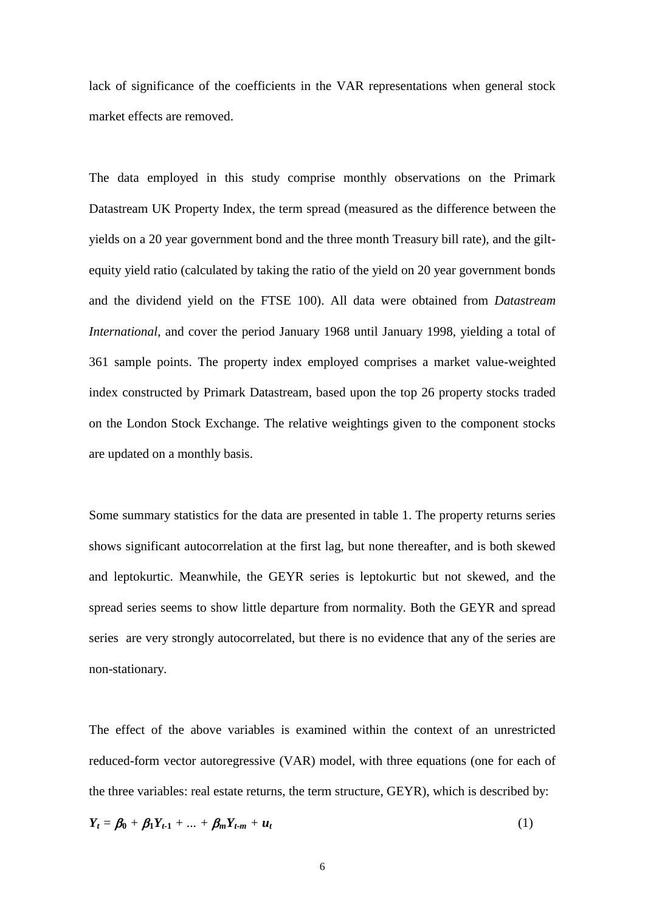lack of significance of the coefficients in the VAR representations when general stock market effects are removed.

The data employed in this study comprise monthly observations on the Primark Datastream UK Property Index, the term spread (measured as the difference between the yields on a 20 year government bond and the three month Treasury bill rate), and the gilt-equity yield ratio (calculated by taking the ratio of the yield on 20 year government bonds and the dividend yield on the FTSE 100). All data were obtained from *Datastream International*, and cover the period January 1968 until January 1998, yielding a total of 361 sample points. The property index employed comprises a market value-weighted index constructed by Primark Datastream, based upon the top 26 property stocks traded on the London Stock Exchange. The relative weightings given to the component stocks are updated on a monthly basis.

Some summary statistics for the data are presented in table 1. The property returns series shows significant autocorrelation at the first lag, but none thereafter, and is both skewed and leptokurtic. Meanwhile, the GEYR series is leptokurtic but not skewed, and the spread series seems to show little departure from normality. Both the GEYR and spread series are very strongly autocorrelated, but there is no evidence that any of the series are non-stationary.

The effect of the above variables is examined within the context of an unrestricted reduced-form vector autoregressive (VAR) model, with three equations (one for each of the three variables: real estate returns, the term structure, GEYR), which is described by:

$$\boldsymbol{Y_t} = \boldsymbol{\beta_0} + \boldsymbol{\beta_1 Y_{t-1}} + \ldots + \boldsymbol{\beta_m Y_{t-m}} + \boldsymbol{u_t} \tag{1}$$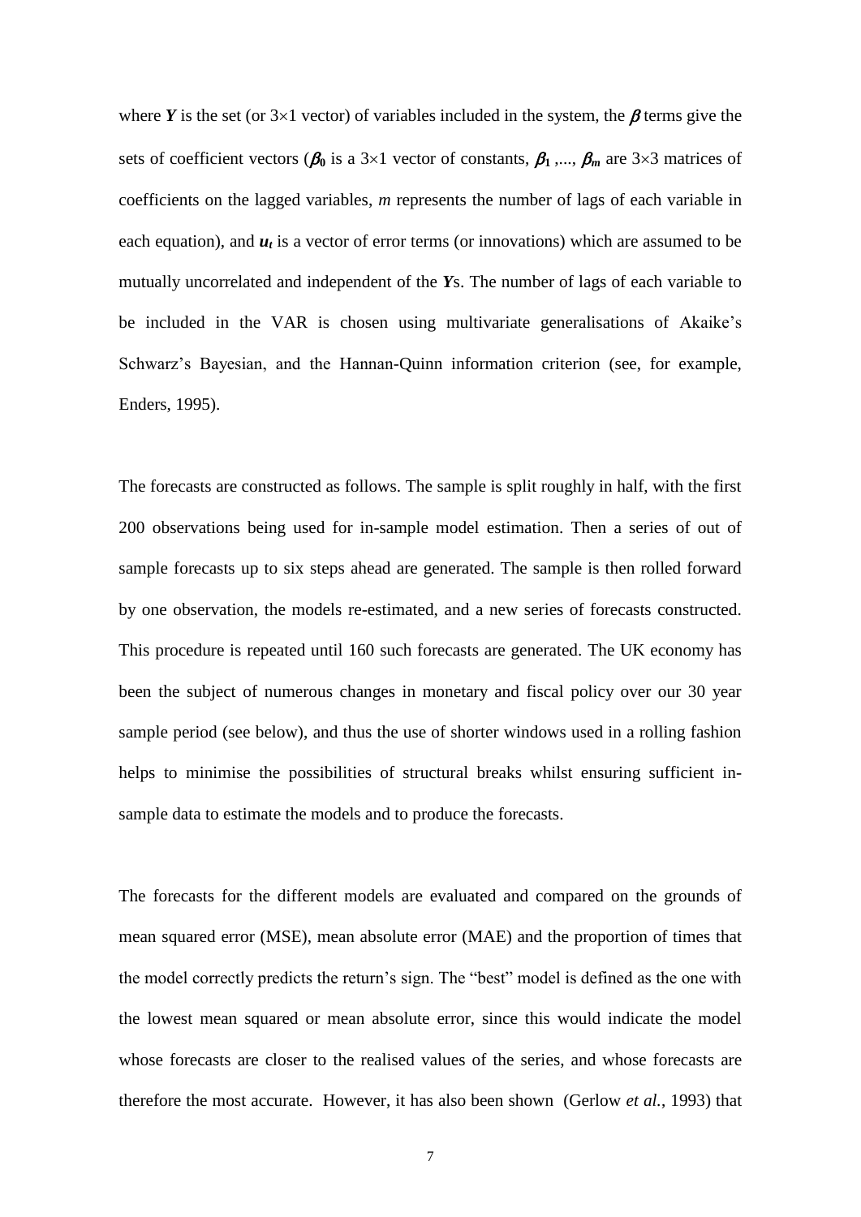where $\boldsymbol{Y}$ is the set (or 3×1 vector) of variables included in the system, the $\boldsymbol{\beta}$ terms give the sets of coefficient vectors ($\boldsymbol{\beta_0}$ is a 3×1 vector of constants, $\boldsymbol{\beta_1}$ ,..., $\boldsymbol{\beta_m}$ are 3×3 matrices of coefficients on the lagged variables, *m* represents the number of lags of each variable in each equation), and $\boldsymbol{u_t}$ is a vector of error terms (or innovations) which are assumed to be mutually uncorrelated and independent of the $\boldsymbol{Y}$s. The number of lags of each variable to be included in the VAR is chosen using multivariate generalisations of Akaike's Schwarz's Bayesian, and the Hannan-Quinn information criterion (see, for example, Enders, 1995).

The forecasts are constructed as follows. The sample is split roughly in half, with the first 200 observations being used for in-sample model estimation. Then a series of out of sample forecasts up to six steps ahead are generated. The sample is then rolled forward by one observation, the models re-estimated, and a new series of forecasts constructed. This procedure is repeated until 160 such forecasts are generated. The UK economy has been the subject of numerous changes in monetary and fiscal policy over our 30 year sample period (see below), and thus the use of shorter windows used in a rolling fashion helps to minimise the possibilities of structural breaks whilst ensuring sufficient in-sample data to estimate the models and to produce the forecasts.

The forecasts for the different models are evaluated and compared on the grounds of mean squared error (MSE), mean absolute error (MAE) and the proportion of times that the model correctly predicts the return's sign. The "best" model is defined as the one with the lowest mean squared or mean absolute error, since this would indicate the model whose forecasts are closer to the realised values of the series, and whose forecasts are therefore the most accurate. However, it has also been shown (Gerlow *et al.*, 1993) that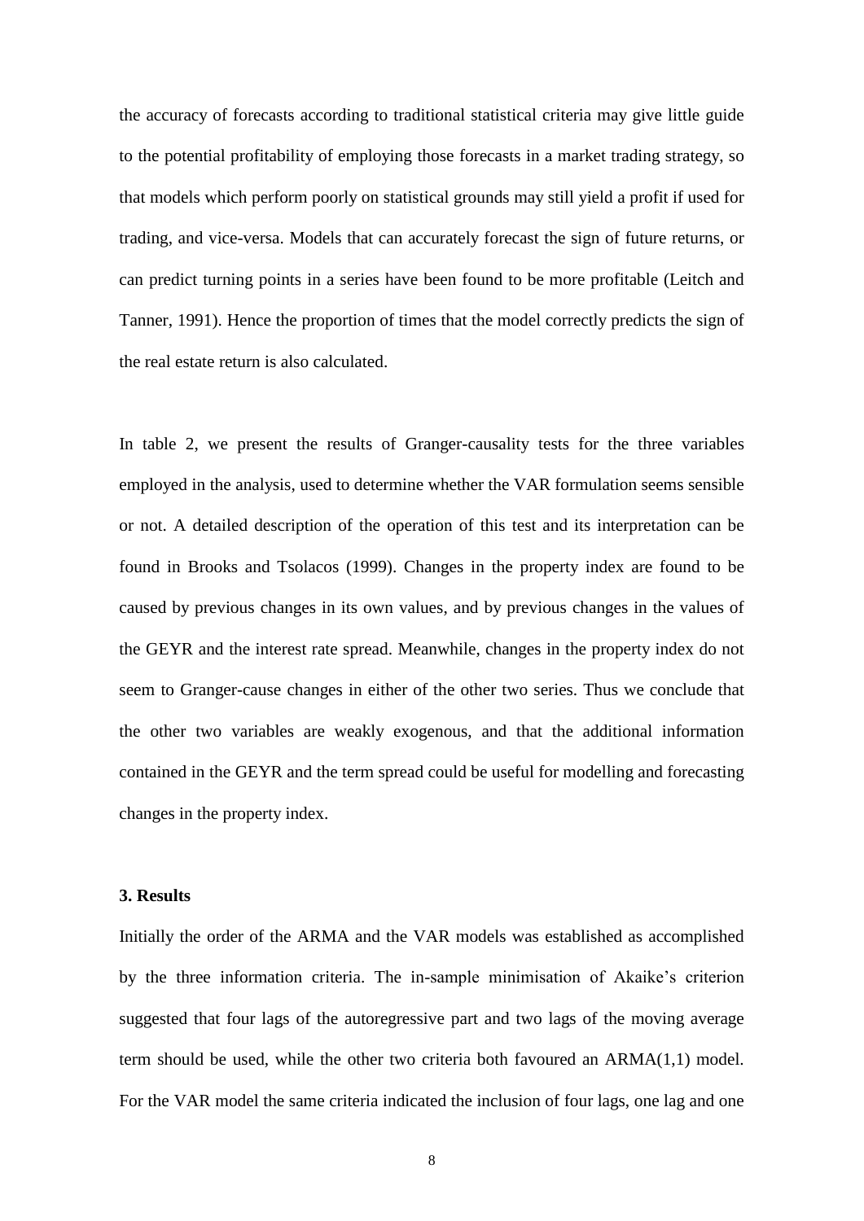the accuracy of forecasts according to traditional statistical criteria may give little guide to the potential profitability of employing those forecasts in a market trading strategy, so that models which perform poorly on statistical grounds may still yield a profit if used for trading, and vice-versa. Models that can accurately forecast the sign of future returns, or can predict turning points in a series have been found to be more profitable (Leitch and Tanner, 1991). Hence the proportion of times that the model correctly predicts the sign of the real estate return is also calculated.

In table 2, we present the results of Granger-causality tests for the three variables employed in the analysis, used to determine whether the VAR formulation seems sensible or not. A detailed description of the operation of this test and its interpretation can be found in Brooks and Tsolacos (1999). Changes in the property index are found to be caused by previous changes in its own values, and by previous changes in the values of the GEYR and the interest rate spread. Meanwhile, changes in the property index do not seem to Granger-cause changes in either of the other two series. Thus we conclude that the other two variables are weakly exogenous, and that the additional information contained in the GEYR and the term spread could be useful for modelling and forecasting changes in the property index.

**3. Results**

Initially the order of the ARMA and the VAR models was established as accomplished by the three information criteria. The in-sample minimisation of Akaike's criterion suggested that four lags of the autoregressive part and two lags of the moving average term should be used, while the other two criteria both favoured an ARMA(1,1) model. For the VAR model the same criteria indicated the inclusion of four lags, one lag and one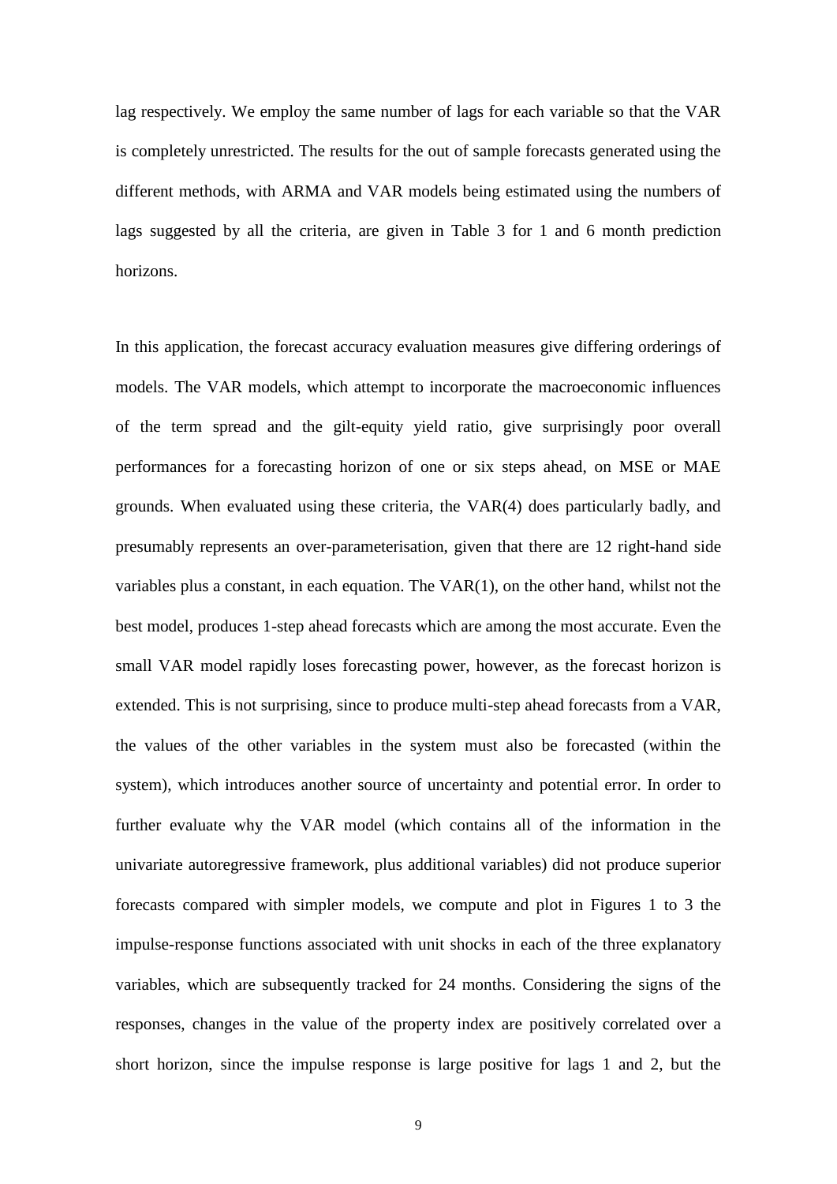lag respectively. We employ the same number of lags for each variable so that the VAR is completely unrestricted. The results for the out of sample forecasts generated using the different methods, with ARMA and VAR models being estimated using the numbers of lags suggested by all the criteria, are given in Table 3 for 1 and 6 month prediction horizons.

In this application, the forecast accuracy evaluation measures give differing orderings of models. The VAR models, which attempt to incorporate the macroeconomic influences of the term spread and the gilt-equity yield ratio, give surprisingly poor overall performances for a forecasting horizon of one or six steps ahead, on MSE or MAE grounds. When evaluated using these criteria, the VAR(4) does particularly badly, and presumably represents an over-parameterisation, given that there are 12 right-hand side variables plus a constant, in each equation. The VAR(1), on the other hand, whilst not the best model, produces 1-step ahead forecasts which are among the most accurate. Even the small VAR model rapidly loses forecasting power, however, as the forecast horizon is extended. This is not surprising, since to produce multi-step ahead forecasts from a VAR, the values of the other variables in the system must also be forecasted (within the system), which introduces another source of uncertainty and potential error. In order to further evaluate why the VAR model (which contains all of the information in the univariate autoregressive framework, plus additional variables) did not produce superior forecasts compared with simpler models, we compute and plot in Figures 1 to 3 the impulse-response functions associated with unit shocks in each of the three explanatory variables, which are subsequently tracked for 24 months. Considering the signs of the responses, changes in the value of the property index are positively correlated over a short horizon, since the impulse response is large positive for lags 1 and 2, but the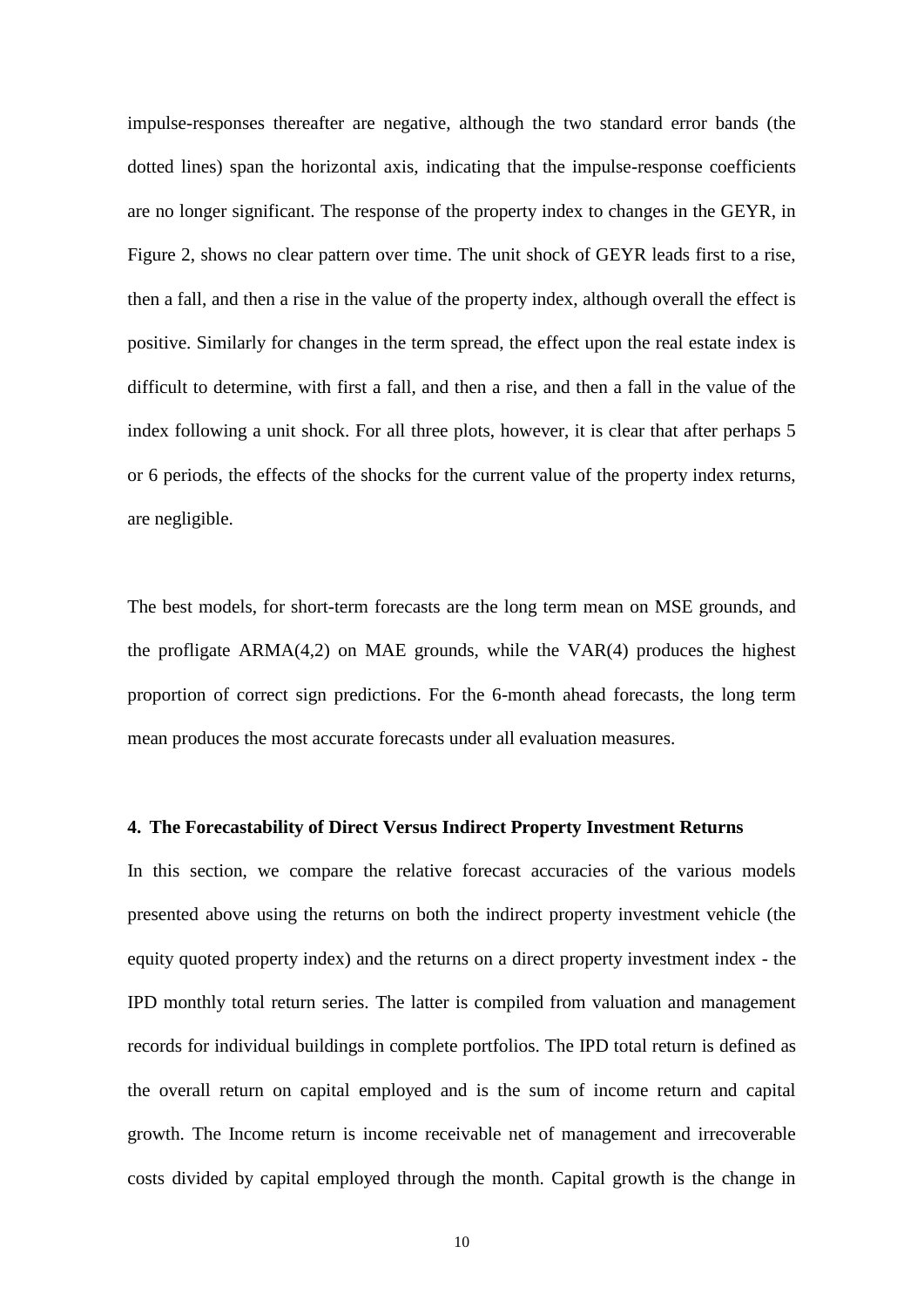impulse-responses thereafter are negative, although the two standard error bands (the dotted lines) span the horizontal axis, indicating that the impulse-response coefficients are no longer significant. The response of the property index to changes in the GEYR, in Figure 2, shows no clear pattern over time. The unit shock of GEYR leads first to a rise, then a fall, and then a rise in the value of the property index, although overall the effect is positive. Similarly for changes in the term spread, the effect upon the real estate index is difficult to determine, with first a fall, and then a rise, and then a fall in the value of the index following a unit shock. For all three plots, however, it is clear that after perhaps 5 or 6 periods, the effects of the shocks for the current value of the property index returns, are negligible.

The best models, for short-term forecasts are the long term mean on MSE grounds, and the profligate ARMA(4,2) on MAE grounds, while the VAR(4) produces the highest proportion of correct sign predictions. For the 6-month ahead forecasts, the long term mean produces the most accurate forecasts under all evaluation measures.

## 4. The Forecastability of Direct Versus Indirect Property Investment Returns

In this section, we compare the relative forecast accuracies of the various models presented above using the returns on both the indirect property investment vehicle (the equity quoted property index) and the returns on a direct property investment index - the IPD monthly total return series. The latter is compiled from valuation and management records for individual buildings in complete portfolios. The IPD total return is defined as the overall return on capital employed and is the sum of income return and capital growth. The Income return is income receivable net of management and irrecoverable costs divided by capital employed through the month. Capital growth is the change in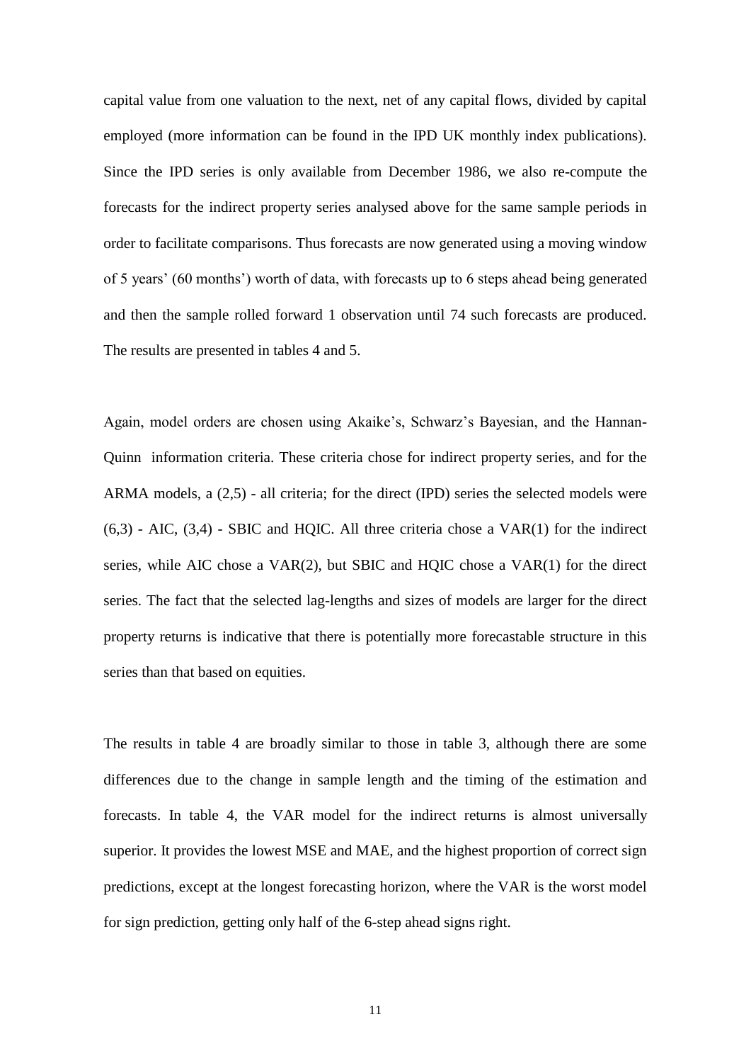capital value from one valuation to the next, net of any capital flows, divided by capital employed (more information can be found in the IPD UK monthly index publications). Since the IPD series is only available from December 1986, we also re-compute the forecasts for the indirect property series analysed above for the same sample periods in order to facilitate comparisons. Thus forecasts are now generated using a moving window of 5 years' (60 months') worth of data, with forecasts up to 6 steps ahead being generated and then the sample rolled forward 1 observation until 74 such forecasts are produced. The results are presented in tables 4 and 5.

Again, model orders are chosen using Akaike's, Schwarz's Bayesian, and the Hannan-Quinn information criteria. These criteria chose for indirect property series, and for the ARMA models, a (2,5) - all criteria; for the direct (IPD) series the selected models were (6,3) - AIC, (3,4) - SBIC and HQIC. All three criteria chose a VAR(1) for the indirect series, while AIC chose a VAR(2), but SBIC and HQIC chose a VAR(1) for the direct series. The fact that the selected lag-lengths and sizes of models are larger for the direct property returns is indicative that there is potentially more forecastable structure in this series than that based on equities.

The results in table 4 are broadly similar to those in table 3, although there are some differences due to the change in sample length and the timing of the estimation and forecasts. In table 4, the VAR model for the indirect returns is almost universally superior. It provides the lowest MSE and MAE, and the highest proportion of correct sign predictions, except at the longest forecasting horizon, where the VAR is the worst model for sign prediction, getting only half of the 6-step ahead signs right.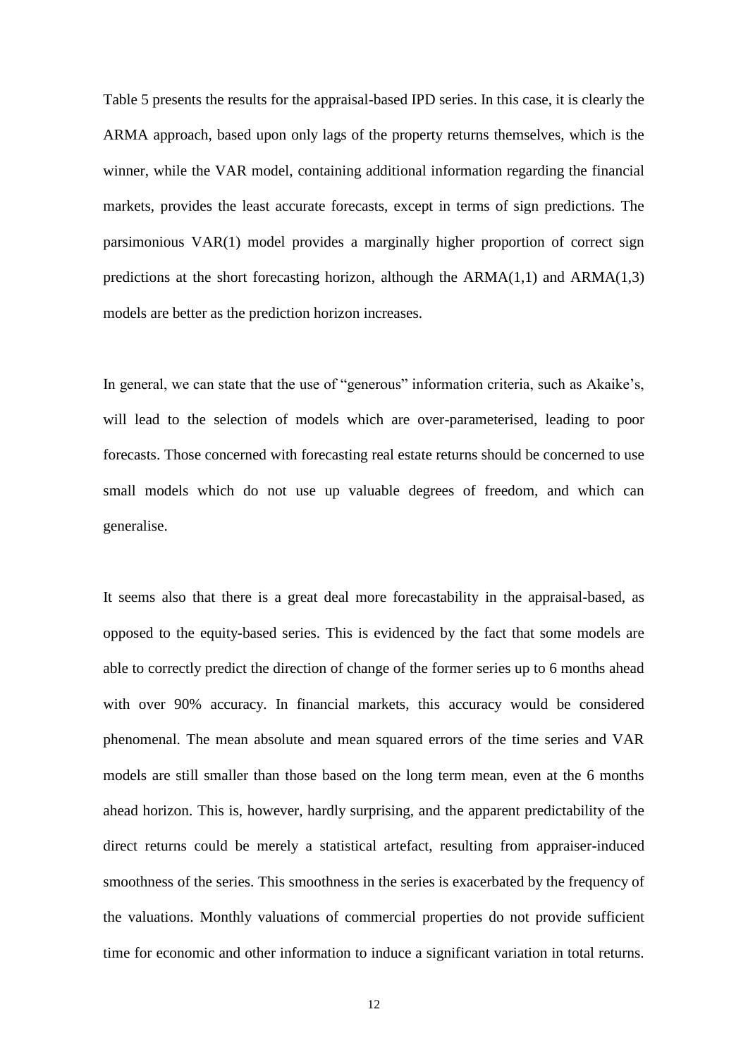Table 5 presents the results for the appraisal-based IPD series. In this case, it is clearly the ARMA approach, based upon only lags of the property returns themselves, which is the winner, while the VAR model, containing additional information regarding the financial markets, provides the least accurate forecasts, except in terms of sign predictions. The parsimonious VAR(1) model provides a marginally higher proportion of correct sign predictions at the short forecasting horizon, although the ARMA(1,1) and ARMA(1,3) models are better as the prediction horizon increases.

In general, we can state that the use of "generous" information criteria, such as Akaike's, will lead to the selection of models which are over-parameterised, leading to poor forecasts. Those concerned with forecasting real estate returns should be concerned to use small models which do not use up valuable degrees of freedom, and which can generalise.

It seems also that there is a great deal more forecastability in the appraisal-based, as opposed to the equity-based series. This is evidenced by the fact that some models are able to correctly predict the direction of change of the former series up to 6 months ahead with over 90% accuracy. In financial markets, this accuracy would be considered phenomenal. The mean absolute and mean squared errors of the time series and VAR models are still smaller than those based on the long term mean, even at the 6 months ahead horizon. This is, however, hardly surprising, and the apparent predictability of the direct returns could be merely a statistical artefact, resulting from appraiser-induced smoothness of the series. This smoothness in the series is exacerbated by the frequency of the valuations. Monthly valuations of commercial properties do not provide sufficient time for economic and other information to induce a significant variation in total returns.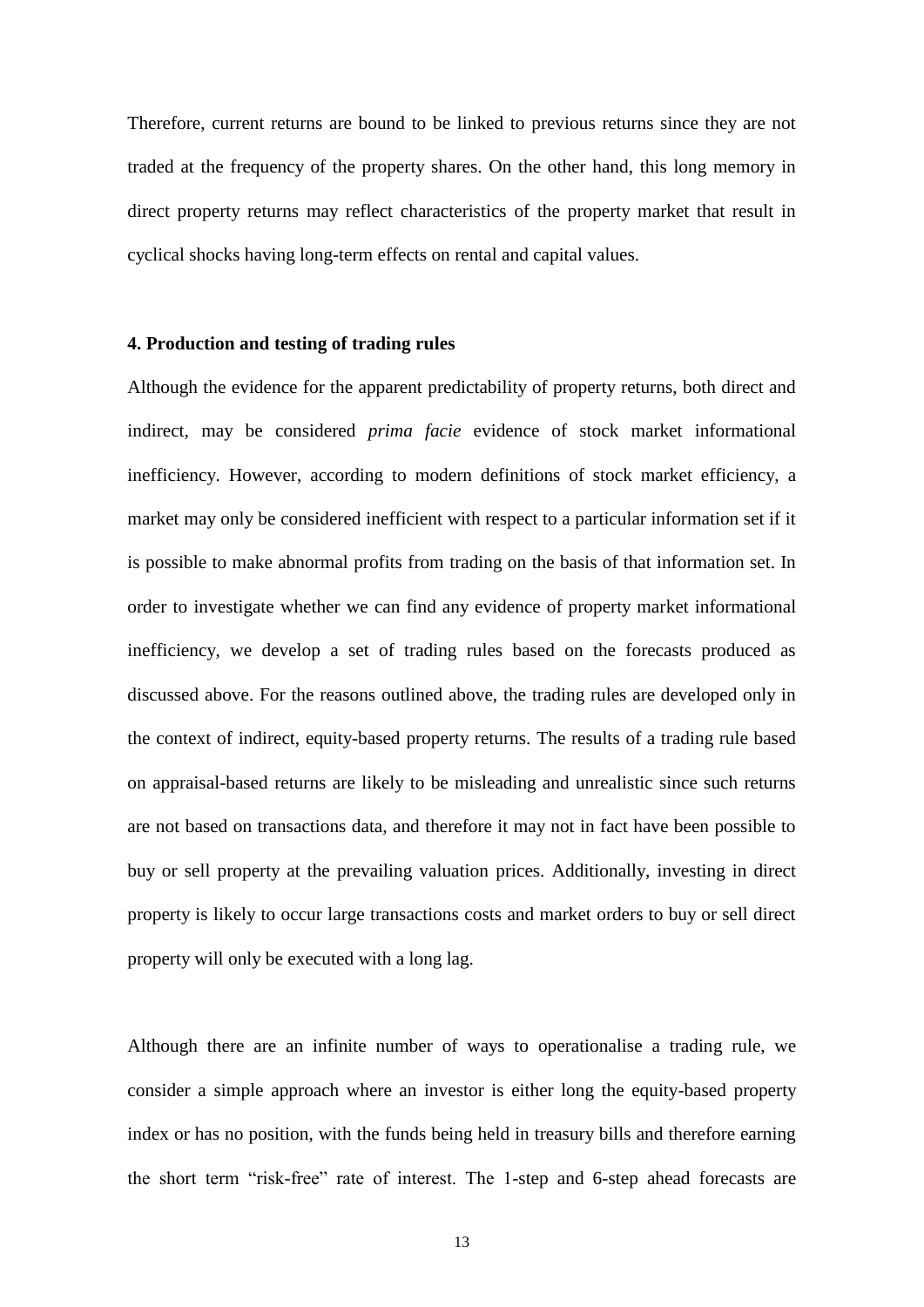Therefore, current returns are bound to be linked to previous returns since they are not traded at the frequency of the property shares. On the other hand, this long memory in direct property returns may reflect characteristics of the property market that result in cyclical shocks having long-term effects on rental and capital values.

### 4. Production and testing of trading rules

Although the evidence for the apparent predictability of property returns, both direct and indirect, may be considered *prima facie* evidence of stock market informational inefficiency. However, according to modern definitions of stock market efficiency, a market may only be considered inefficient with respect to a particular information set if it is possible to make abnormal profits from trading on the basis of that information set. In order to investigate whether we can find any evidence of property market informational inefficiency, we develop a set of trading rules based on the forecasts produced as discussed above. For the reasons outlined above, the trading rules are developed only in the context of indirect, equity-based property returns. The results of a trading rule based on appraisal-based returns are likely to be misleading and unrealistic since such returns are not based on transactions data, and therefore it may not in fact have been possible to buy or sell property at the prevailing valuation prices. Additionally, investing in direct property is likely to occur large transactions costs and market orders to buy or sell direct property will only be executed with a long lag.

Although there are an infinite number of ways to operationalise a trading rule, we consider a simple approach where an investor is either long the equity-based property index or has no position, with the funds being held in treasury bills and therefore earning the short term "risk-free" rate of interest. The 1-step and 6-step ahead forecasts are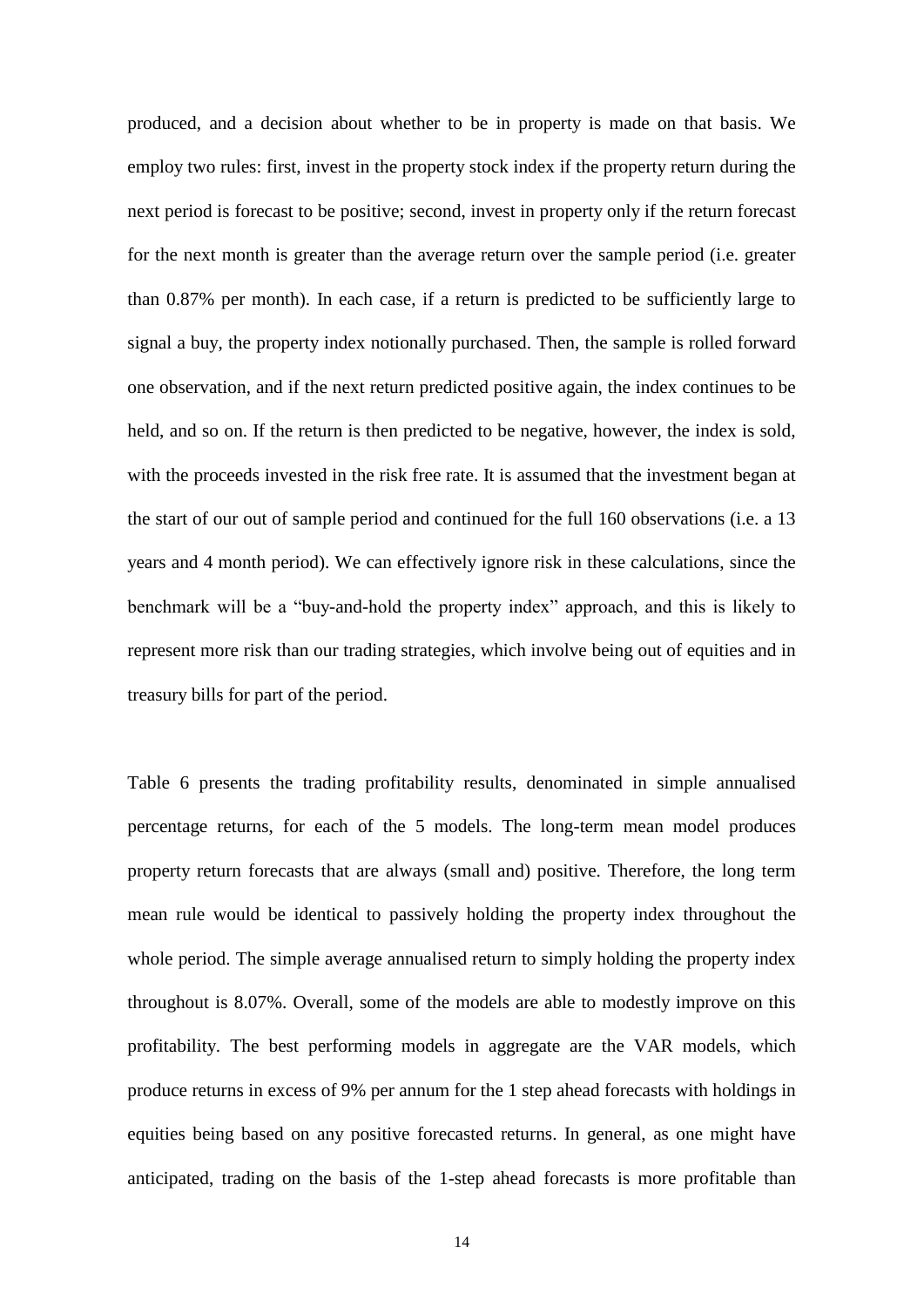produced, and a decision about whether to be in property is made on that basis. We employ two rules: first, invest in the property stock index if the property return during the next period is forecast to be positive; second, invest in property only if the return forecast for the next month is greater than the average return over the sample period (i.e. greater than 0.87% per month). In each case, if a return is predicted to be sufficiently large to signal a buy, the property index notionally purchased. Then, the sample is rolled forward one observation, and if the next return predicted positive again, the index continues to be held, and so on. If the return is then predicted to be negative, however, the index is sold, with the proceeds invested in the risk free rate. It is assumed that the investment began at the start of our out of sample period and continued for the full 160 observations (i.e. a 13 years and 4 month period). We can effectively ignore risk in these calculations, since the benchmark will be a "buy-and-hold the property index" approach, and this is likely to represent more risk than our trading strategies, which involve being out of equities and in treasury bills for part of the period.

Table 6 presents the trading profitability results, denominated in simple annualised percentage returns, for each of the 5 models. The long-term mean model produces property return forecasts that are always (small and) positive. Therefore, the long term mean rule would be identical to passively holding the property index throughout the whole period. The simple average annualised return to simply holding the property index throughout is 8.07%. Overall, some of the models are able to modestly improve on this profitability. The best performing models in aggregate are the VAR models, which produce returns in excess of 9% per annum for the 1 step ahead forecasts with holdings in equities being based on any positive forecasted returns. In general, as one might have anticipated, trading on the basis of the 1-step ahead forecasts is more profitable than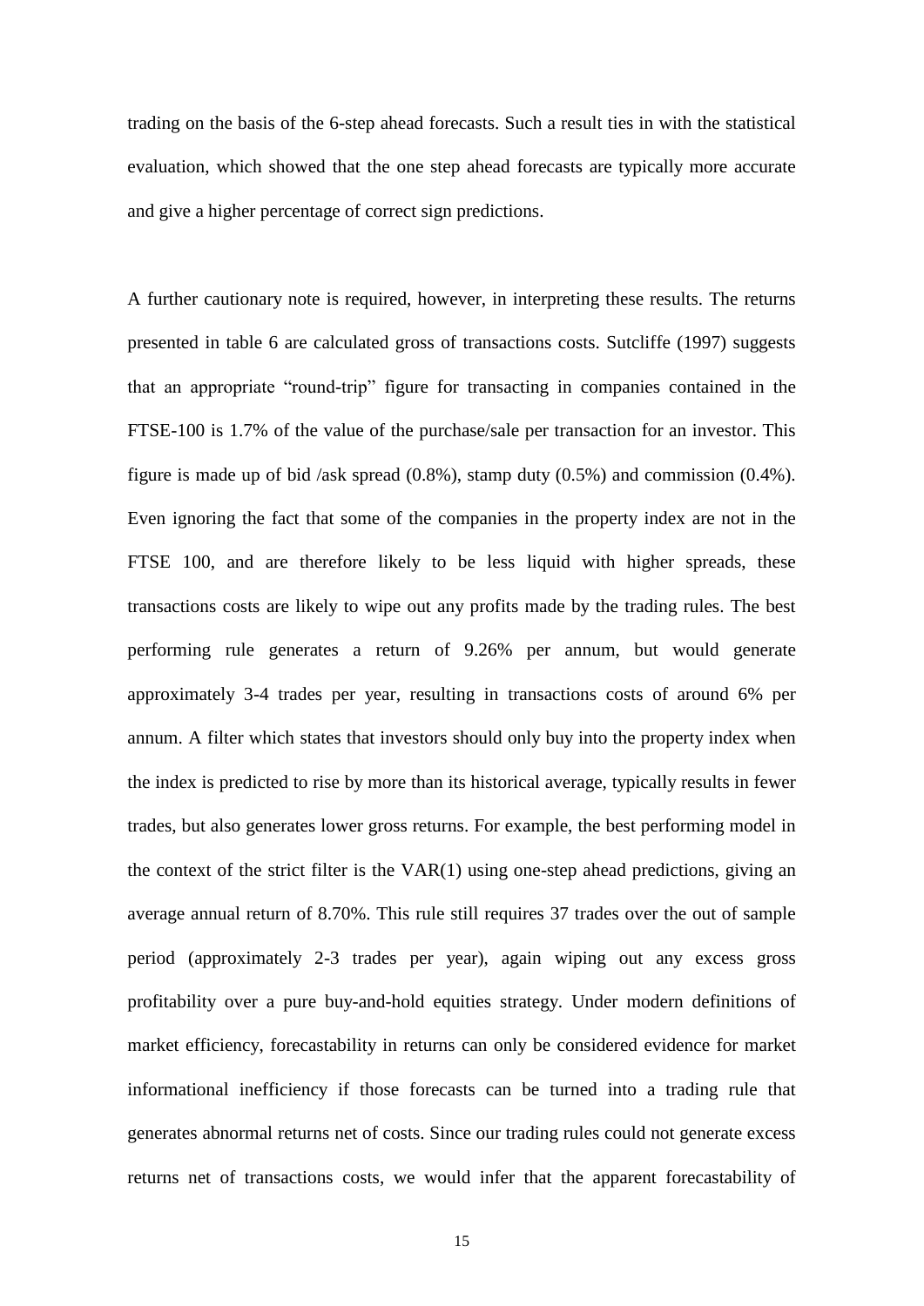trading on the basis of the 6-step ahead forecasts. Such a result ties in with the statistical evaluation, which showed that the one step ahead forecasts are typically more accurate and give a higher percentage of correct sign predictions.

A further cautionary note is required, however, in interpreting these results. The returns presented in table 6 are calculated gross of transactions costs. Sutcliffe (1997) suggests that an appropriate "round-trip" figure for transacting in companies contained in the FTSE-100 is 1.7% of the value of the purchase/sale per transaction for an investor. This figure is made up of bid /ask spread (0.8%), stamp duty (0.5%) and commission (0.4%). Even ignoring the fact that some of the companies in the property index are not in the FTSE 100, and are therefore likely to be less liquid with higher spreads, these transactions costs are likely to wipe out any profits made by the trading rules. The best performing rule generates a return of 9.26% per annum, but would generate approximately 3-4 trades per year, resulting in transactions costs of around 6% per annum. A filter which states that investors should only buy into the property index when the index is predicted to rise by more than its historical average, typically results in fewer trades, but also generates lower gross returns. For example, the best performing model in the context of the strict filter is the VAR(1) using one-step ahead predictions, giving an average annual return of 8.70%. This rule still requires 37 trades over the out of sample period (approximately 2-3 trades per year), again wiping out any excess gross profitability over a pure buy-and-hold equities strategy. Under modern definitions of market efficiency, forecastability in returns can only be considered evidence for market informational inefficiency if those forecasts can be turned into a trading rule that generates abnormal returns net of costs. Since our trading rules could not generate excess returns net of transactions costs, we would infer that the apparent forecastability of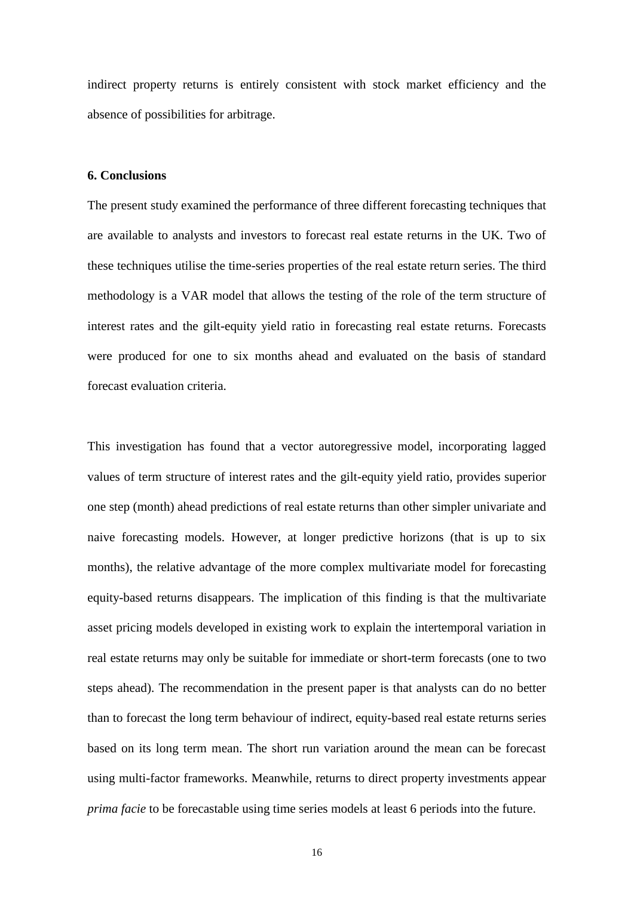indirect property returns is entirely consistent with stock market efficiency and the absence of possibilities for arbitrage.

## 6. Conclusions

The present study examined the performance of three different forecasting techniques that are available to analysts and investors to forecast real estate returns in the UK. Two of these techniques utilise the time-series properties of the real estate return series. The third methodology is a VAR model that allows the testing of the role of the term structure of interest rates and the gilt-equity yield ratio in forecasting real estate returns. Forecasts were produced for one to six months ahead and evaluated on the basis of standard forecast evaluation criteria.

This investigation has found that a vector autoregressive model, incorporating lagged values of term structure of interest rates and the gilt-equity yield ratio, provides superior one step (month) ahead predictions of real estate returns than other simpler univariate and naive forecasting models. However, at longer predictive horizons (that is up to six months), the relative advantage of the more complex multivariate model for forecasting equity-based returns disappears. The implication of this finding is that the multivariate asset pricing models developed in existing work to explain the intertemporal variation in real estate returns may only be suitable for immediate or short-term forecasts (one to two steps ahead). The recommendation in the present paper is that analysts can do no better than to forecast the long term behaviour of indirect, equity-based real estate returns series based on its long term mean. The short run variation around the mean can be forecast using multi-factor frameworks. Meanwhile, returns to direct property investments appear *prima facie* to be forecastable using time series models at least 6 periods into the future.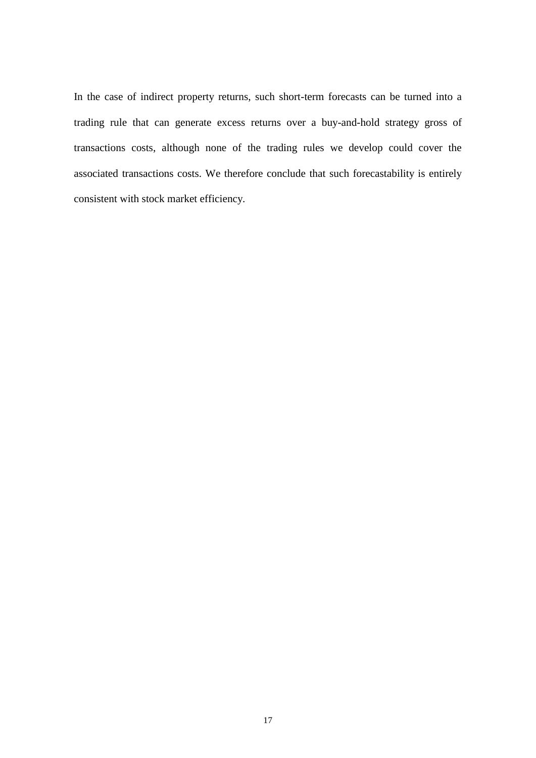In the case of indirect property returns, such short-term forecasts can be turned into a trading rule that can generate excess returns over a buy-and-hold strategy gross of transactions costs, although none of the trading rules we develop could cover the associated transactions costs. We therefore conclude that such forecastability is entirely consistent with stock market efficiency.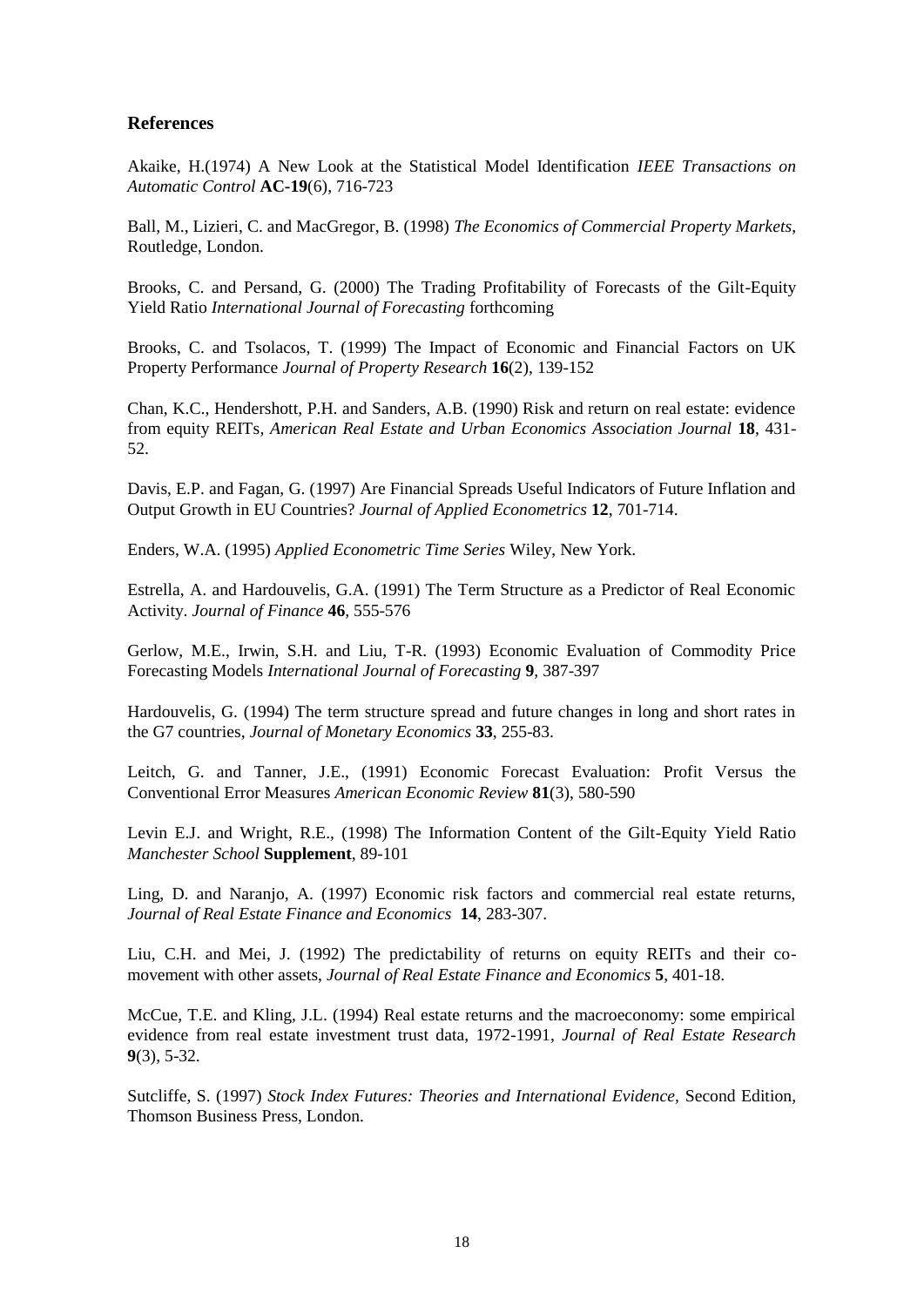## References

Akaike, H.(1974) A New Look at the Statistical Model Identification *IEEE Transactions on Automatic Control* **AC-19**(6), 716-723

Ball, M., Lizieri, C. and MacGregor, B. (1998) *The Economics of Commercial Property Markets*, Routledge, London.

Brooks, C. and Persand, G. (2000) The Trading Profitability of Forecasts of the Gilt-Equity Yield Ratio *International Journal of Forecasting* forthcoming

Brooks, C. and Tsolacos, T. (1999) The Impact of Economic and Financial Factors on UK Property Performance *Journal of Property Research* **16**(2), 139-152

Chan, K.C., Hendershott, P.H. and Sanders, A.B. (1990) Risk and return on real estate: evidence from equity REITs, *American Real Estate and Urban Economics Association Journal* **18**, 431-52.

Davis, E.P. and Fagan, G. (1997) Are Financial Spreads Useful Indicators of Future Inflation and Output Growth in EU Countries? *Journal of Applied Econometrics* **12**, 701-714.

Enders, W.A. (1995) *Applied Econometric Time Series* Wiley, New York.

Estrella, A. and Hardouvelis, G.A. (1991) The Term Structure as a Predictor of Real Economic Activity. *Journal of Finance* **46**, 555-576

Gerlow, M.E., Irwin, S.H. and Liu, T-R. (1993) Economic Evaluation of Commodity Price Forecasting Models *International Journal of Forecasting* **9**, 387-397

Hardouvelis, G. (1994) The term structure spread and future changes in long and short rates in the G7 countries, *Journal of Monetary Economics* **33**, 255-83.

Leitch, G. and Tanner, J.E., (1991) Economic Forecast Evaluation: Profit Versus the Conventional Error Measures *American Economic Review* **81**(3), 580-590

Levin E.J. and Wright, R.E., (1998) The Information Content of the Gilt-Equity Yield Ratio *Manchester School* **Supplement**, 89-101

Ling, D. and Naranjo, A. (1997) Economic risk factors and commercial real estate returns, *Journal of Real Estate Finance and Economics* **14**, 283-307.

Liu, C.H. and Mei, J. (1992) The predictability of returns on equity REITs and their co-movement with other assets, *Journal of Real Estate Finance and Economics* **5**, 401-18.

McCue, T.E. and Kling, J.L. (1994) Real estate returns and the macroeconomy: some empirical evidence from real estate investment trust data, 1972-1991, *Journal of Real Estate Research* **9**(3), 5-32.

Sutcliffe, S. (1997) *Stock Index Futures: Theories and International Evidence*, Second Edition, Thomson Business Press, London.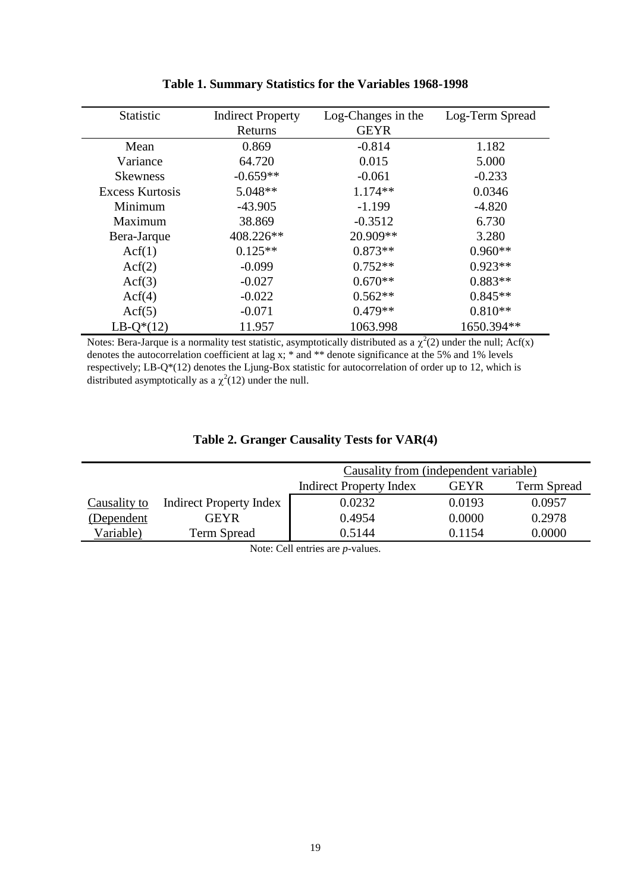**Table 1. Summary Statistics for the Variables 1968-1998**

| Statistic | Indirect Property Returns | Log-Changes in the GEYR | Log-Term Spread |
|---|---|---|---|
| Mean | 0.869 | -0.814 | 1.182 |
| Variance | 64.720 | 0.015 | 5.000 |
| Skewness | -0.659** | -0.061 | -0.233 |
| Excess Kurtosis | 5.048** | 1.174** | 0.0346 |
| Minimum | -43.905 | -1.199 | -4.820 |
| Maximum | 38.869 | -0.3512 | 6.730 |
| Bera-Jarque | 408.226** | 20.909** | 3.280 |
| Acf(1) | 0.125** | 0.873** | 0.960** |
| Acf(2) | -0.099 | 0.752** | 0.923** |
| Acf(3) | -0.027 | 0.670** | 0.883** |
| Acf(4) | -0.022 | 0.562** | 0.845** |
| Acf(5) | -0.071 | 0.479** | 0.810** |
| LB-Q*(12) | 11.957 | 1063.998 | 1650.394** |

Notes: Bera-Jarque is a normality test statistic, asymptotically distributed as a $\chi^2(2)$ under the null; Acf(x) denotes the autocorrelation coefficient at lag x; * and ** denote significance at the 5% and 1% levels respectively; LB-Q*(12) denotes the Ljung-Box statistic for autocorrelation of order up to 12, which is distributed asymptotically as a $\chi^2(12)$ under the null.

**Table 2. Granger Causality Tests for VAR(4)**

| | | Causality from (independent variable) | | |
|---|---|---|---|---|
| | | Indirect Property Index | GEYR | Term Spread |
| Causality to (Dependent Variable) | Indirect Property Index | 0.0232 | 0.0193 | 0.0957 |
| | GEYR | 0.4954 | 0.0000 | 0.2978 |
| | Term Spread | 0.5144 | 0.1154 | 0.0000 |

Note: Cell entries are *p*-values.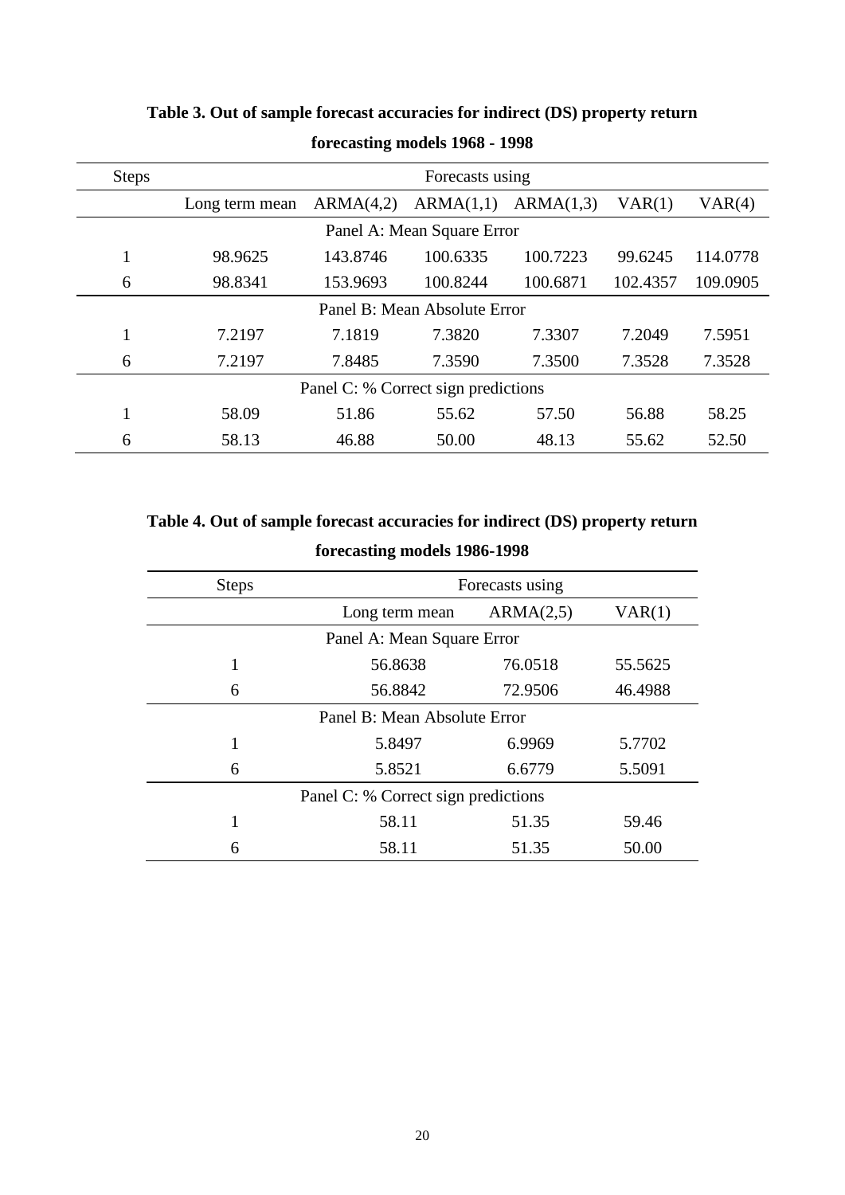**Table 3. Out of sample forecast accuracies for indirect (DS) property return forecasting models 1968 - 1998**

| Steps | Forecasts using | | | | | |
|---|---|---|---|---|---|---|
| | Long term mean | ARMA(4,2) | ARMA(1,1) | ARMA(1,3) | VAR(1) | VAR(4) |
| Panel A: Mean Square Error | | | | | | |
| 1 | 98.9625 | 143.8746 | 100.6335 | 100.7223 | 99.6245 | 114.0778 |
| 6 | 98.8341 | 153.9693 | 100.8244 | 100.6871 | 102.4357 | 109.0905 |
| Panel B: Mean Absolute Error | | | | | | |
| 1 | 7.2197 | 7.1819 | 7.3820 | 7.3307 | 7.2049 | 7.5951 |
| 6 | 7.2197 | 7.8485 | 7.3590 | 7.3500 | 7.3528 | 7.3528 |
| Panel C: % Correct sign predictions | | | | | | |
| 1 | 58.09 | 51.86 | 55.62 | 57.50 | 56.88 | 58.25 |
| 6 | 58.13 | 46.88 | 50.00 | 48.13 | 55.62 | 52.50 |

**Table 4. Out of sample forecast accuracies for indirect (DS) property return forecasting models 1986-1998**

| Steps | Forecasts using | | |
|---|---|---|---|
| | Long term mean | ARMA(2,5) | VAR(1) |
| Panel A: Mean Square Error | | | |
| 1 | 56.8638 | 76.0518 | 55.5625 |
| 6 | 56.8842 | 72.9506 | 46.4988 |
| Panel B: Mean Absolute Error | | | |
| 1 | 5.8497 | 6.9969 | 5.7702 |
| 6 | 5.8521 | 6.6779 | 5.5091 |
| Panel C: % Correct sign predictions | | | |
| 1 | 58.11 | 51.35 | 59.46 |
| 6 | 58.11 | 51.35 | 50.00 |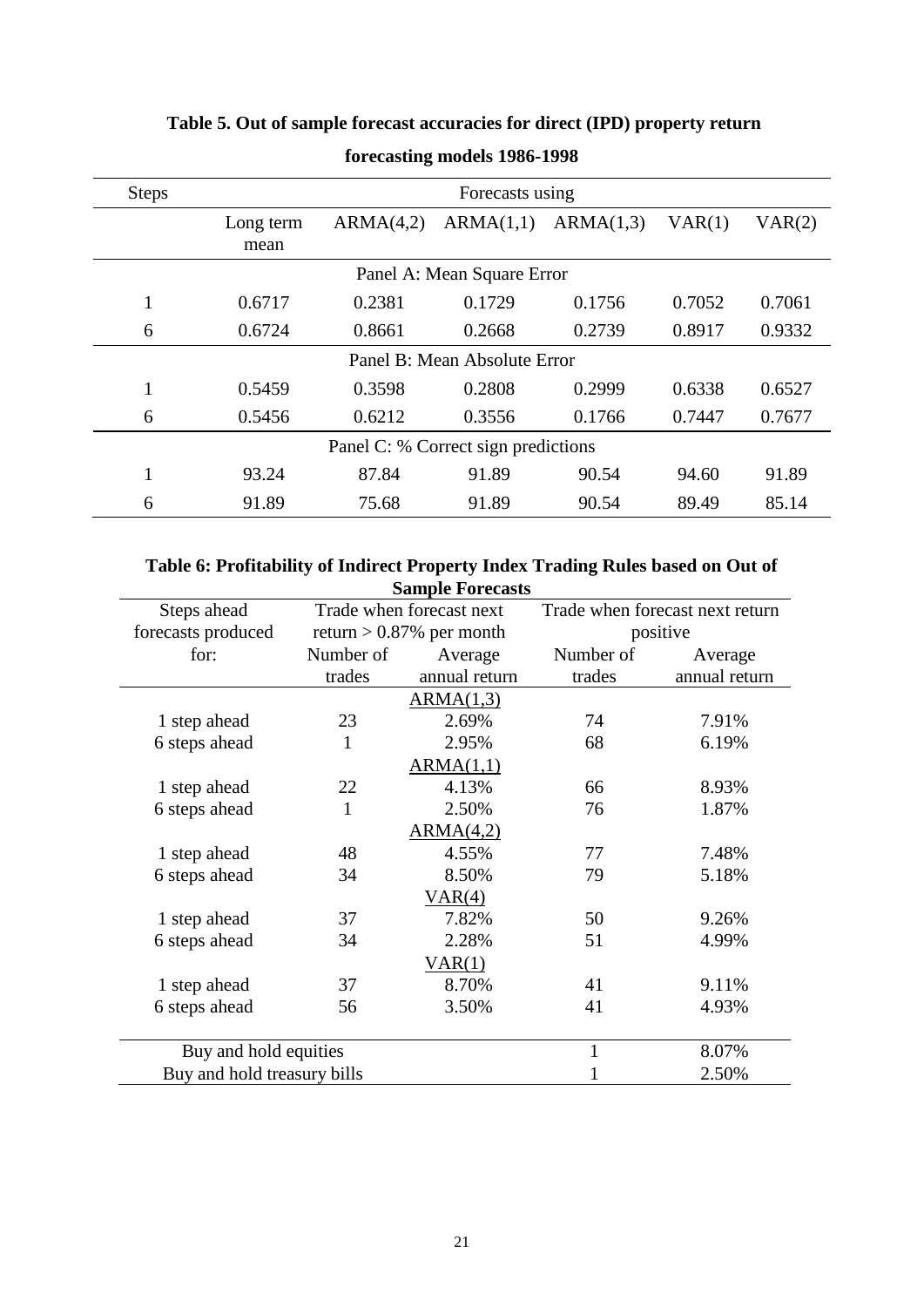**Table 5. Out of sample forecast accuracies for direct (IPD) property return forecasting models 1986-1998**

| Steps | Forecasts using | | | | | |
|---|---|---|---|---|---|---|
| | Long term mean | ARMA(4,2) | ARMA(1,1) | ARMA(1,3) | VAR(1) | VAR(2) |
| | | | Panel A: Mean Square Error | | | |
| 1 | 0.6717 | 0.2381 | 0.1729 | 0.1756 | 0.7052 | 0.7061 |
| 6 | 0.6724 | 0.8661 | 0.2668 | 0.2739 | 0.8917 | 0.9332 |
| | | | Panel B: Mean Absolute Error | | | |
| 1 | 0.5459 | 0.3598 | 0.2808 | 0.2999 | 0.6338 | 0.6527 |
| 6 | 0.5456 | 0.6212 | 0.3556 | 0.1766 | 0.7447 | 0.7677 |
| | | | Panel C: % Correct sign predictions | | | |
| 1 | 93.24 | 87.84 | 91.89 | 90.54 | 94.60 | 91.89 |
| 6 | 91.89 | 75.68 | 91.89 | 90.54 | 89.49 | 85.14 |

**Table 6: Profitability of Indirect Property Index Trading Rules based on Out of Sample Forecasts**

| Steps ahead forecasts produced for: | Trade when forecast next return > 0.87% per month | | Trade when forecast next return positive | |
|---|---|---|---|---|
| | Number of trades | Average annual return | Number of trades | Average annual return |
| | | ARMA(1,3) | | |
| 1 step ahead | 23 | 2.69% | 74 | 7.91% |
| 6 steps ahead | 1 | 2.95% | 68 | 6.19% |
| | | ARMA(1,1) | | |
| 1 step ahead | 22 | 4.13% | 66 | 8.93% |
| 6 steps ahead | 1 | 2.50% | 76 | 1.87% |
| | | ARMA(4,2) | | |
| 1 step ahead | 48 | 4.55% | 77 | 7.48% |
| 6 steps ahead | 34 | 8.50% | 79 | 5.18% |
| | | VAR(4) | | |
| 1 step ahead | 37 | 7.82% | 50 | 9.26% |
| 6 steps ahead | 34 | 2.28% | 51 | 4.99% |
| | | VAR(1) | | |
| 1 step ahead | 37 | 8.70% | 41 | 9.11% |
| 6 steps ahead | 56 | 3.50% | 41 | 4.93% |
| Buy and hold equities | | | 1 | 8.07% |
| Buy and hold treasury bills | | | 1 | 2.50% |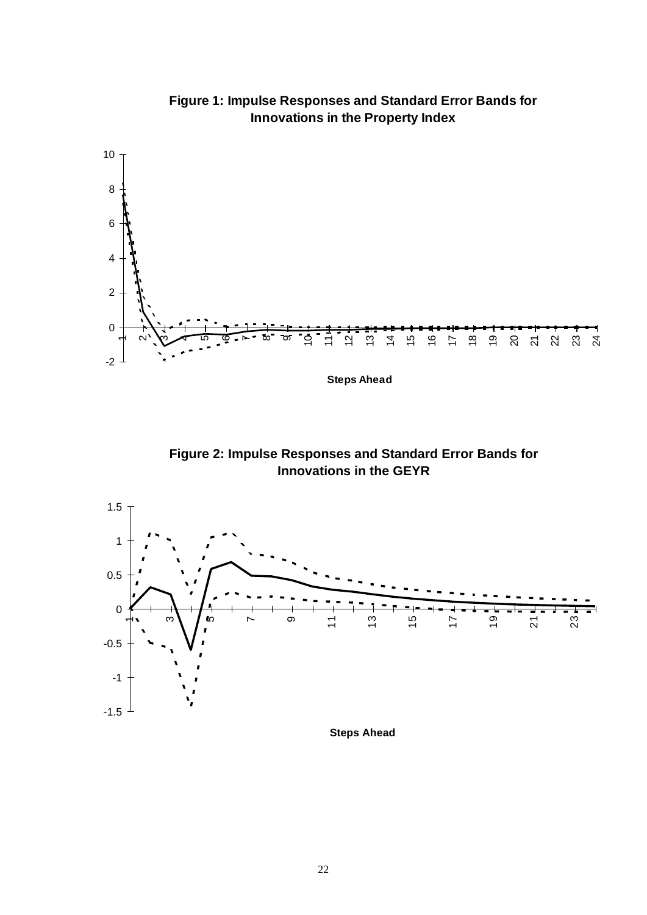**Figure 1: Impulse Responses and Standard Error Bands for Innovations in the Property Index**

Steps Ahead

**Figure 2: Impulse Responses and Standard Error Bands for Innovations in the GEYR**

Steps Ahead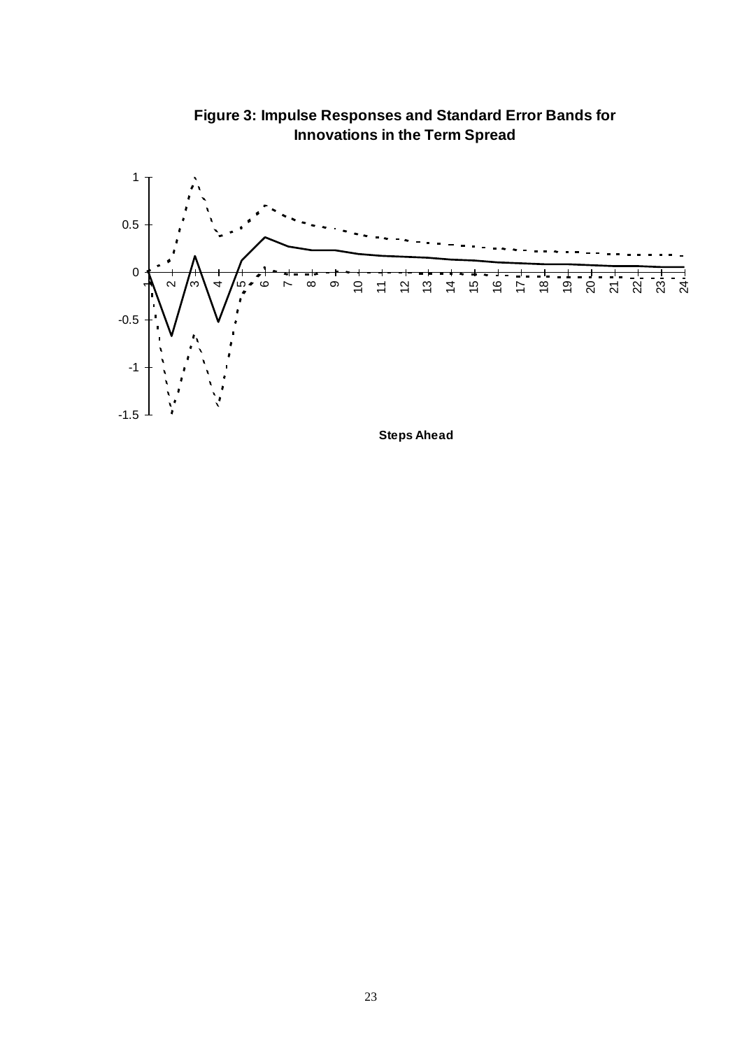**Figure 3: Impulse Responses and Standard Error Bands for Innovations in the Term Spread**

1
0.5
0
-0.5
-1
-1.5

1 2 3 4 5 6 7 8 9 10 11 12 13 14 15 16 17 18 19 20 21 22 23 24

Steps Ahead